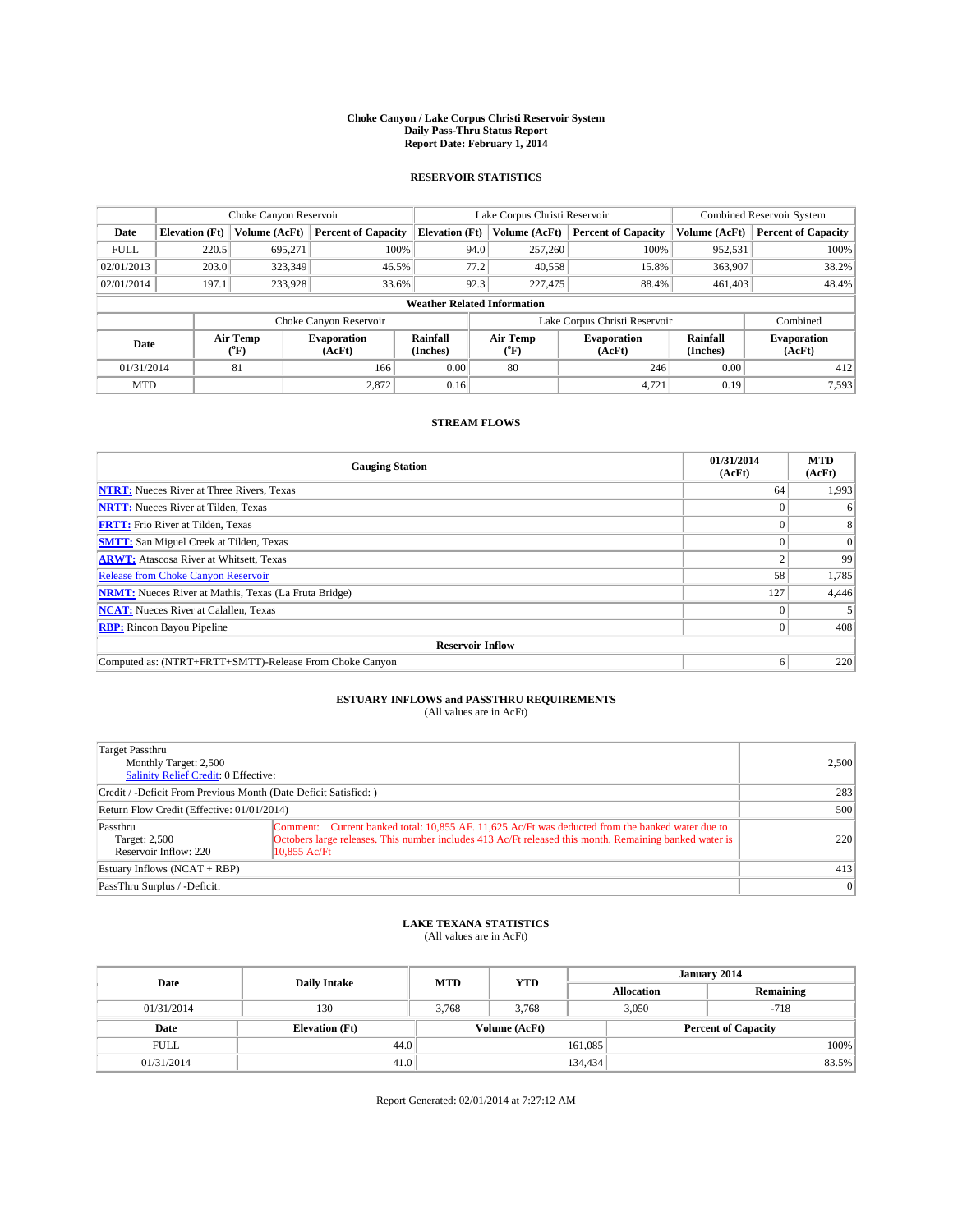# Choke Canyon / Lake Corpus Christi Reservoir System
## Daily Pass-Thru Status Report
### Report Date: February 1, 2014

## RESERVOIR STATISTICS

| | Choke Canyon Reservoir | | | Lake Corpus Christi Reservoir | | | Combined Reservoir System | |
|---|---|---|---|---|---|---|---|---|
| Date | Elevation (Ft) | Volume (AcFt) | Percent of Capacity | Elevation (Ft) | Volume (AcFt) | Percent of Capacity | Volume (AcFt) | Percent of Capacity |
| FULL | 220.5 | 695,271 | 100% | 94.0 | 257,260 | 100% | 952,531 | 100% |
| 02/01/2013 | 203.0 | 323,349 | 46.5% | 77.2 | 40,558 | 15.8% | 363,907 | 38.2% |
| 02/01/2014 | 197.1 | 233,928 | 33.6% | 92.3 | 227,475 | 88.4% | 461,403 | 48.4% |

**Weather Related Information**

| | Choke Canyon Reservoir | | | Lake Corpus Christi Reservoir | | | Combined |
|---|---|---|---|---|---|---|---|
| Date | Air Temp (°F) | Evaporation (AcFt) | Rainfall (Inches) | Air Temp (°F) | Evaporation (AcFt) | Rainfall (Inches) | Evaporation (AcFt) |
| 01/31/2014 | 81 | 166 | 0.00 | 80 | 246 | 0.00 | 412 |
| MTD | | 2,872 | 0.16 | | 4,721 | 0.19 | 7,593 |

## STREAM FLOWS

| Gauging Station | 01/31/2014 (AcFt) | MTD (AcFt) |
|---|---|---|
| NTRT: Nueces River at Three Rivers, Texas | 64 | 1,993 |
| NRTT: Nueces River at Tilden, Texas | 0 | 6 |
| FRTT: Frio River at Tilden, Texas | 0 | 8 |
| SMTT: San Miguel Creek at Tilden, Texas | 0 | 0 |
| ARWT: Atascosa River at Whitsett, Texas | 2 | 99 |
| Release from Choke Canyon Reservoir | 58 | 1,785 |
| NRMT: Nueces River at Mathis, Texas (La Fruta Bridge) | 127 | 4,446 |
| NCAT: Nueces River at Calallen, Texas | 0 | 5 |
| RBP: Rincon Bayou Pipeline | 0 | 408 |
| **Reservoir Inflow** | | |
| Computed as: (NTRT+FRTT+SMTT)-Release From Choke Canyon | 6 | 220 |

## ESTUARY INFLOWS and PASSTHRU REQUIREMENTS
(All values are in AcFt)

| | | |
|---|---|---|
| Target Passthru<br>Monthly Target: 2,500<br>Salinity Relief Credit: 0 Effective: | | 2,500 |
| Credit / -Deficit From Previous Month (Date Deficit Satisfied: ) | | 283 |
| Return Flow Credit (Effective: 01/01/2014) | | 500 |
| Passthru<br>Target: 2,500<br>Reservoir Inflow: 220 | Comment: Current banked total: 10,855 AF. 11,625 Ac/Ft was deducted from the banked water due to Octobers large releases. This number includes 413 Ac/Ft released this month. Remaining banked water is 10,855 Ac/Ft | 220 |
| Estuary Inflows (NCAT + RBP) | | 413 |
| PassThru Surplus / -Deficit: | | 0 |

## LAKE TEXANA STATISTICS
(All values are in AcFt)

| Date | Daily Intake | MTD | YTD | January 2014 Allocation | January 2014 Remaining |
|---|---|---|---|---|---|
| 01/31/2014 | 130 | 3,768 | 3,768 | 3,050 | -718 |

| Date | Elevation (Ft) | Volume (AcFt) | Percent of Capacity |
|---|---|---|---|
| FULL | 44.0 | 161,085 | 100% |
| 01/31/2014 | 41.0 | 134,434 | 83.5% |

Report Generated: 02/01/2014 at 7:27:12 AM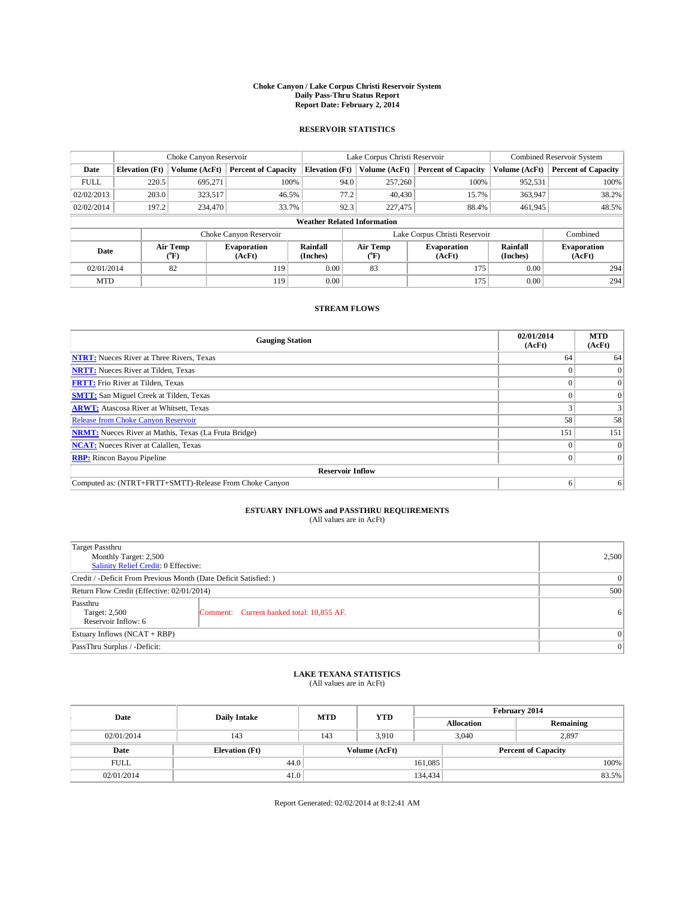# Choke Canyon / Lake Corpus Christi Reservoir System
## Daily Pass-Thru Status Report
### Report Date: February 2, 2014

## RESERVOIR STATISTICS

| | Choke Canyon Reservoir | | | Lake Corpus Christi Reservoir | | | Combined Reservoir System | |
|---|---|---|---|---|---|---|---|---|
| Date | Elevation (Ft) | Volume (AcFt) | Percent of Capacity | Elevation (Ft) | Volume (AcFt) | Percent of Capacity | Volume (AcFt) | Percent of Capacity |
| FULL | 220.5 | 695,271 | 100% | 94.0 | 257,260 | 100% | 952,531 | 100% |
| 02/02/2013 | 203.0 | 323,517 | 46.5% | 77.2 | 40,430 | 15.7% | 363,947 | 38.2% |
| 02/02/2014 | 197.2 | 234,470 | 33.7% | 92.3 | 227,475 | 88.4% | 461,945 | 48.5% |

**Weather Related Information**

| | Choke Canyon Reservoir | | | Lake Corpus Christi Reservoir | | | Combined |
|---|---|---|---|---|---|---|---|
| Date | Air Temp (°F) | Evaporation (AcFt) | Rainfall (Inches) | Air Temp (°F) | Evaporation (AcFt) | Rainfall (Inches) | Evaporation (AcFt) |
| 02/01/2014 | 82 | 119 | 0.00 | 83 | 175 | 0.00 | 294 |
| MTD | | 119 | 0.00 | | 175 | 0.00 | 294 |

## STREAM FLOWS

| Gauging Station | 02/01/2014 (AcFt) | MTD (AcFt) |
|---|---|---|
| **NTRT:** Nueces River at Three Rivers, Texas | 64 | 64 |
| **NRTT:** Nueces River at Tilden, Texas | 0 | 0 |
| **FRTT:** Frio River at Tilden, Texas | 0 | 0 |
| **SMTT:** San Miguel Creek at Tilden, Texas | 0 | 0 |
| **ARWT:** Atascosa River at Whitsett, Texas | 3 | 3 |
| Release from Choke Canyon Reservoir | 58 | 58 |
| **NRMT:** Nueces River at Mathis, Texas (La Fruta Bridge) | 151 | 151 |
| **NCAT:** Nueces River at Calallen, Texas | 0 | 0 |
| **RBP:** Rincon Bayou Pipeline | 0 | 0 |
| **Reservoir Inflow** | | |
| Computed as: (NTRT+FRTT+SMTT)-Release From Choke Canyon | 6 | 6 |

## ESTUARY INFLOWS and PASSTHRU REQUIREMENTS
(All values are in AcFt)

| | | |
|---|---|---|
| Target Passthru<br>Monthly Target: 2,500<br>Salinity Relief Credit: 0 Effective: | | 2,500 |
| Credit / -Deficit From Previous Month (Date Deficit Satisfied: ) | | 0 |
| Return Flow Credit (Effective: 02/01/2014) | | 500 |
| Passthru<br>Target: 2,500<br>Reservoir Inflow: 6 | Comment: Current banked total: 10,855 AF. | 6 |
| Estuary Inflows (NCAT + RBP) | | 0 |
| PassThru Surplus / -Deficit: | | 0 |

## LAKE TEXANA STATISTICS
(All values are in AcFt)

| Date | Daily Intake | MTD | YTD | February 2014 Allocation | February 2014 Remaining |
|---|---|---|---|---|---|
| 02/01/2014 | 143 | 143 | 3,910 | 3,040 | 2,897 |

| Date | Elevation (Ft) | Volume (AcFt) | Percent of Capacity |
|---|---|---|---|
| FULL | 44.0 | 161,085 | 100% |
| 02/01/2014 | 41.0 | 134,434 | 83.5% |

Report Generated: 02/02/2014 at 8:12:41 AM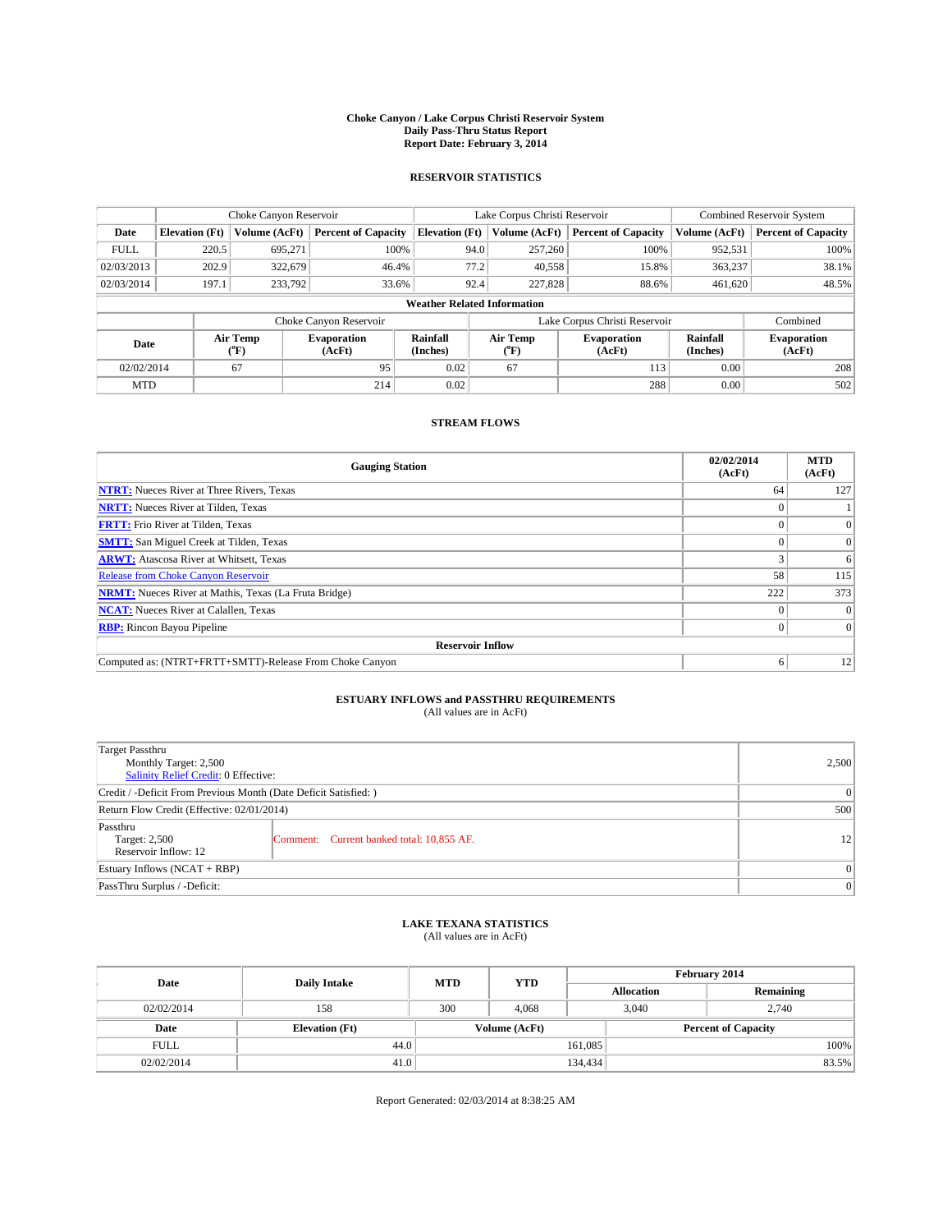**Choke Canyon / Lake Corpus Christi Reservoir System**
**Daily Pass-Thru Status Report**
**Report Date: February 3, 2014**

## RESERVOIR STATISTICS

| | Choke Canyon Reservoir | | | Lake Corpus Christi Reservoir | | | Combined Reservoir System | |
|---|---|---|---|---|---|---|---|---|
| Date | Elevation (Ft) | Volume (AcFt) | Percent of Capacity | Elevation (Ft) | Volume (AcFt) | Percent of Capacity | Volume (AcFt) | Percent of Capacity |
| FULL | 220.5 | 695,271 | 100% | 94.0 | 257,260 | 100% | 952,531 | 100% |
| 02/03/2013 | 202.9 | 322,679 | 46.4% | 77.2 | 40,558 | 15.8% | 363,237 | 38.1% |
| 02/03/2014 | 197.1 | 233,792 | 33.6% | 92.4 | 227,828 | 88.6% | 461,620 | 48.5% |

**Weather Related Information**

| | Choke Canyon Reservoir | | | Lake Corpus Christi Reservoir | | | Combined |
|---|---|---|---|---|---|---|---|
| Date | Air Temp (°F) | Evaporation (AcFt) | Rainfall (Inches) | Air Temp (°F) | Evaporation (AcFt) | Rainfall (Inches) | Evaporation (AcFt) |
| 02/02/2014 | 67 | 95 | 0.02 | 67 | 113 | 0.00 | 208 |
| MTD | | 214 | 0.02 | | 288 | 0.00 | 502 |

## STREAM FLOWS

| Gauging Station | 02/02/2014 (AcFt) | MTD (AcFt) |
|---|---|---|
| NTRT: Nueces River at Three Rivers, Texas | 64 | 127 |
| NRTT: Nueces River at Tilden, Texas | 0 | 1 |
| FRTT: Frio River at Tilden, Texas | 0 | 0 |
| SMTT: San Miguel Creek at Tilden, Texas | 0 | 0 |
| ARWT: Atascosa River at Whitsett, Texas | 3 | 6 |
| Release from Choke Canyon Reservoir | 58 | 115 |
| NRMT: Nueces River at Mathis, Texas (La Fruta Bridge) | 222 | 373 |
| NCAT: Nueces River at Calallen, Texas | 0 | 0 |
| RBP: Rincon Bayou Pipeline | 0 | 0 |
| **Reservoir Inflow** | | |
| Computed as: (NTRT+FRTT+SMTT)-Release From Choke Canyon | 6 | 12 |

## ESTUARY INFLOWS and PASSTHRU REQUIREMENTS

(All values are in AcFt)

| | | |
|---|---|---|
| Target Passthru<br>Monthly Target: 2,500<br>Salinity Relief Credit: 0 Effective: | | 2,500 |
| Credit / -Deficit From Previous Month (Date Deficit Satisfied: ) | | 0 |
| Return Flow Credit (Effective: 02/01/2014) | | 500 |
| Passthru<br>Target: 2,500<br>Reservoir Inflow: 12 | Comment: Current banked total: 10,855 AF. | 12 |
| Estuary Inflows (NCAT + RBP) | | 0 |
| PassThru Surplus / -Deficit: | | 0 |

## LAKE TEXANA STATISTICS

(All values are in AcFt)

| Date | Daily Intake | MTD | YTD | February 2014 Allocation | February 2014 Remaining |
|---|---|---|---|---|---|
| 02/02/2014 | 158 | 300 | 4,068 | 3,040 | 2,740 |

| Date | Elevation (Ft) | Volume (AcFt) | Percent of Capacity |
|---|---|---|---|
| FULL | 44.0 | 161,085 | 100% |
| 02/02/2014 | 41.0 | 134,434 | 83.5% |

Report Generated: 02/03/2014 at 8:38:25 AM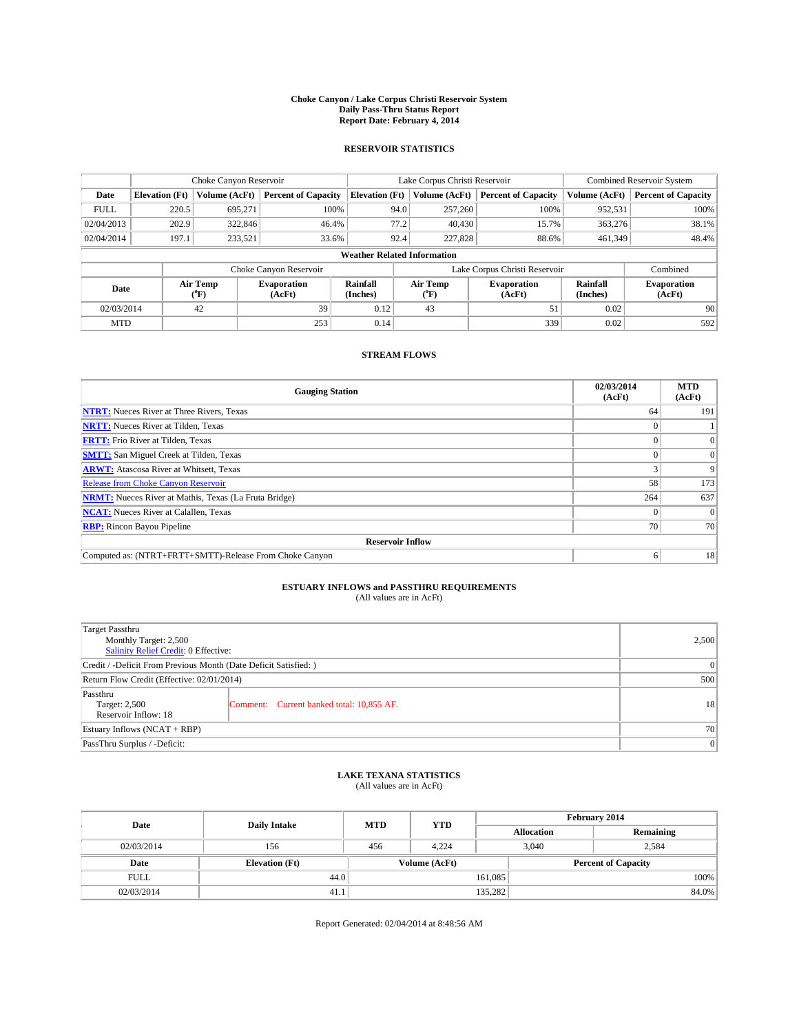**Choke Canyon / Lake Corpus Christi Reservoir System**
**Daily Pass-Thru Status Report**
**Report Date: February 4, 2014**

## RESERVOIR STATISTICS

| | Choke Canyon Reservoir | | | Lake Corpus Christi Reservoir | | | Combined Reservoir System | |
|---|---|---|---|---|---|---|---|---|
| **Date** | **Elevation (Ft)** | **Volume (AcFt)** | **Percent of Capacity** | **Elevation (Ft)** | **Volume (AcFt)** | **Percent of Capacity** | **Volume (AcFt)** | **Percent of Capacity** |
| FULL | 220.5 | 695,271 | 100% | 94.0 | 257,260 | 100% | 952,531 | 100% |
| 02/04/2013 | 202.9 | 322,846 | 46.4% | 77.2 | 40,430 | 15.7% | 363,276 | 38.1% |
| 02/04/2014 | 197.1 | 233,521 | 33.6% | 92.4 | 227,828 | 88.6% | 461,349 | 48.4% |

**Weather Related Information**

| | Choke Canyon Reservoir | | | Lake Corpus Christi Reservoir | | | Combined |
|---|---|---|---|---|---|---|---|
| **Date** | **Air Temp (°F)** | **Evaporation (AcFt)** | **Rainfall (Inches)** | **Air Temp (°F)** | **Evaporation (AcFt)** | **Rainfall (Inches)** | **Evaporation (AcFt)** |
| 02/03/2014 | 42 | 39 | 0.12 | 43 | 51 | 0.02 | 90 |
| MTD | | 253 | 0.14 | | 339 | 0.02 | 592 |

## STREAM FLOWS

| Gauging Station | 02/03/2014 (AcFt) | MTD (AcFt) |
|---|---|---|
| **NTRT:** Nueces River at Three Rivers, Texas | 64 | 191 |
| **NRTT:** Nueces River at Tilden, Texas | 0 | 1 |
| **FRTT:** Frio River at Tilden, Texas | 0 | 0 |
| **SMTT:** San Miguel Creek at Tilden, Texas | 0 | 0 |
| **ARWT:** Atascosa River at Whitsett, Texas | 3 | 9 |
| Release from Choke Canyon Reservoir | 58 | 173 |
| **NRMT:** Nueces River at Mathis, Texas (La Fruta Bridge) | 264 | 637 |
| **NCAT:** Nueces River at Calallen, Texas | 0 | 0 |
| **RBP:** Rincon Bayou Pipeline | 70 | 70 |
| **Reservoir Inflow** | | |
| Computed as: (NTRT+FRTT+SMTT)-Release From Choke Canyon | 6 | 18 |

## ESTUARY INFLOWS and PASSTHRU REQUIREMENTS

(All values are in AcFt)

| | | |
|---|---|---|
| Target Passthru<br>Monthly Target: 2,500<br>Salinity Relief Credit: 0 Effective: | | 2,500 |
| Credit / -Deficit From Previous Month (Date Deficit Satisfied: ) | | 0 |
| Return Flow Credit (Effective: 02/01/2014) | | 500 |
| Passthru<br>Target: 2,500<br>Reservoir Inflow: 18 | Comment: Current banked total: 10,855 AF. | 18 |
| Estuary Inflows (NCAT + RBP) | | 70 |
| PassThru Surplus / -Deficit: | | 0 |

## LAKE TEXANA STATISTICS

(All values are in AcFt)

| Date | Daily Intake | MTD | YTD | February 2014 Allocation | February 2014 Remaining |
|---|---|---|---|---|---|
| 02/03/2014 | 156 | 456 | 4,224 | 3,040 | 2,584 |

| Date | Elevation (Ft) | Volume (AcFt) | Percent of Capacity |
|---|---|---|---|
| FULL | 44.0 | 161,085 | 100% |
| 02/03/2014 | 41.1 | 135,282 | 84.0% |

Report Generated: 02/04/2014 at 8:48:56 AM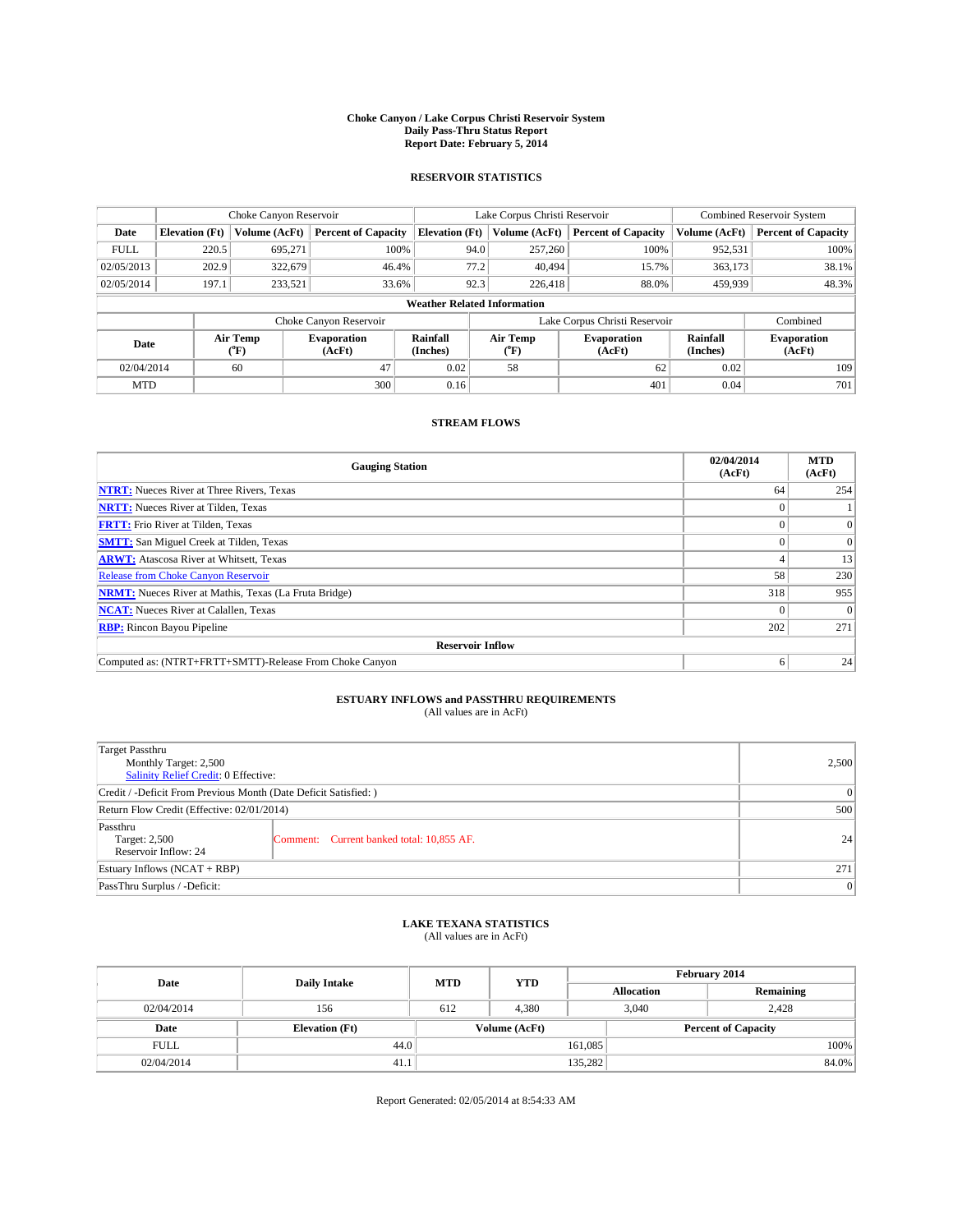# Choke Canyon / Lake Corpus Christi Reservoir System
## Daily Pass-Thru Status Report
## Report Date: February 5, 2014

### RESERVOIR STATISTICS

| | Choke Canyon Reservoir | | | Lake Corpus Christi Reservoir | | | Combined Reservoir System | |
|---|---|---|---|---|---|---|---|---|
| Date | Elevation (Ft) | Volume (AcFt) | Percent of Capacity | Elevation (Ft) | Volume (AcFt) | Percent of Capacity | Volume (AcFt) | Percent of Capacity |
| FULL | 220.5 | 695,271 | 100% | 94.0 | 257,260 | 100% | 952,531 | 100% |
| 02/05/2013 | 202.9 | 322,679 | 46.4% | 77.2 | 40,494 | 15.7% | 363,173 | 38.1% |
| 02/05/2014 | 197.1 | 233,521 | 33.6% | 92.3 | 226,418 | 88.0% | 459,939 | 48.3% |

**Weather Related Information**

| | Choke Canyon Reservoir | | | Lake Corpus Christi Reservoir | | | Combined |
|---|---|---|---|---|---|---|---|
| Date | Air Temp (°F) | Evaporation (AcFt) | Rainfall (Inches) | Air Temp (°F) | Evaporation (AcFt) | Rainfall (Inches) | Evaporation (AcFt) |
| 02/04/2014 | 60 | 47 | 0.02 | 58 | 62 | 0.02 | 109 |
| MTD | | 300 | 0.16 | | 401 | 0.04 | 701 |

### STREAM FLOWS

| Gauging Station | 02/04/2014 (AcFt) | MTD (AcFt) |
|---|---|---|
| NTRT: Nueces River at Three Rivers, Texas | 64 | 254 |
| NRTT: Nueces River at Tilden, Texas | 0 | 1 |
| FRTT: Frio River at Tilden, Texas | 0 | 0 |
| SMTT: San Miguel Creek at Tilden, Texas | 0 | 0 |
| ARWT: Atascosa River at Whitsett, Texas | 4 | 13 |
| Release from Choke Canyon Reservoir | 58 | 230 |
| NRMT: Nueces River at Mathis, Texas (La Fruta Bridge) | 318 | 955 |
| NCAT: Nueces River at Calallen, Texas | 0 | 0 |
| RBP: Rincon Bayou Pipeline | 202 | 271 |
| **Reservoir Inflow** | | |
| Computed as: (NTRT+FRTT+SMTT)-Release From Choke Canyon | 6 | 24 |

### ESTUARY INFLOWS and PASSTHRU REQUIREMENTS
(All values are in AcFt)

| | | |
|---|---|---|
| Target Passthru<br>Monthly Target: 2,500<br>Salinity Relief Credit: 0 Effective: | | 2,500 |
| Credit / -Deficit From Previous Month (Date Deficit Satisfied: ) | | 0 |
| Return Flow Credit (Effective: 02/01/2014) | | 500 |
| Passthru<br>Target: 2,500<br>Reservoir Inflow: 24 | Comment: Current banked total: 10,855 AF. | 24 |
| Estuary Inflows (NCAT + RBP) | | 271 |
| PassThru Surplus / -Deficit: | | 0 |

### LAKE TEXANA STATISTICS
(All values are in AcFt)

| Date | Daily Intake | MTD | YTD | February 2014 Allocation | February 2014 Remaining |
|---|---|---|---|---|---|
| 02/04/2014 | 156 | 612 | 4,380 | 3,040 | 2,428 |

| Date | Elevation (Ft) | Volume (AcFt) | Percent of Capacity |
|---|---|---|---|
| FULL | 44.0 | 161,085 | 100% |
| 02/04/2014 | 41.1 | 135,282 | 84.0% |

Report Generated: 02/05/2014 at 8:54:33 AM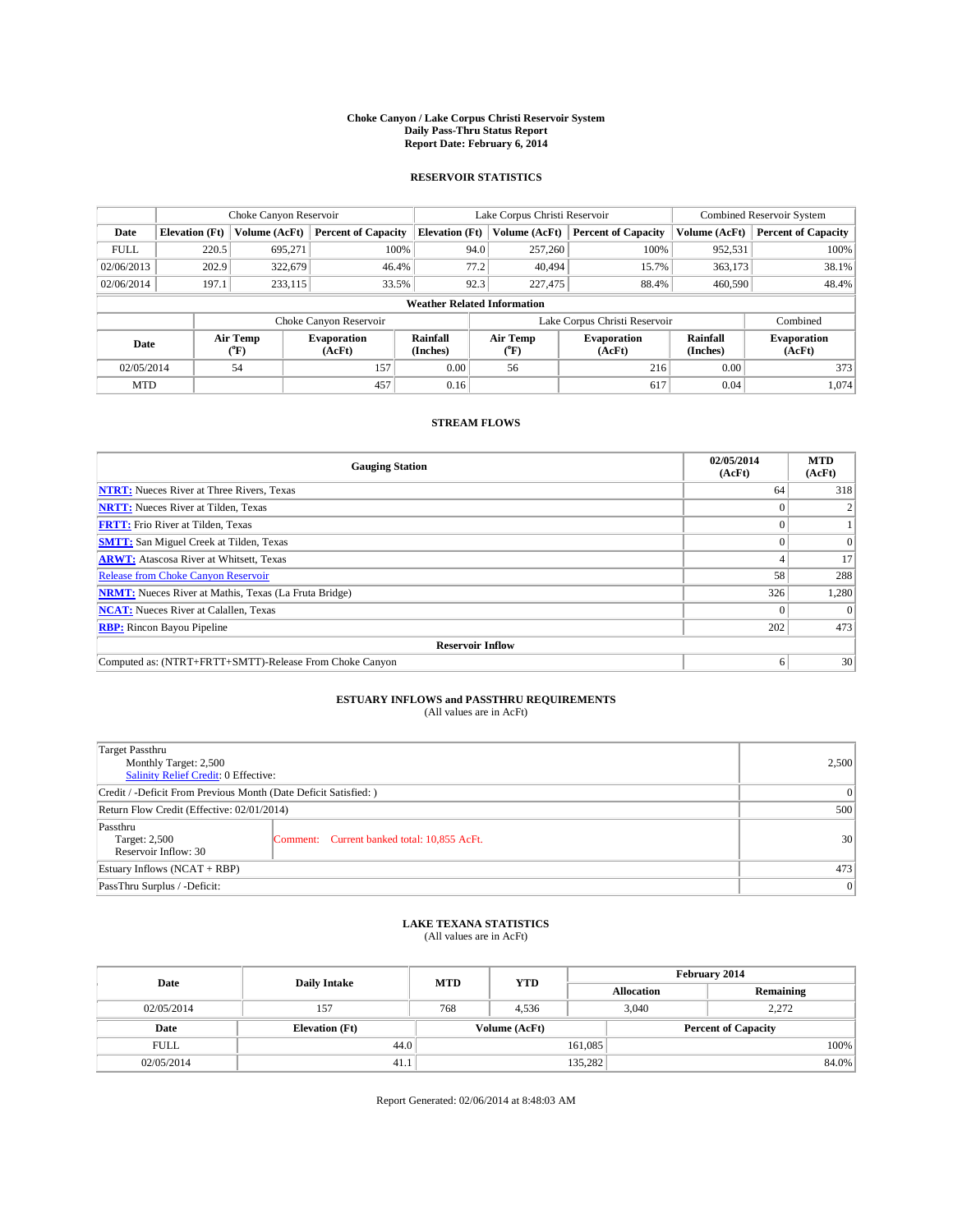# Choke Canyon / Lake Corpus Christi Reservoir System
## Daily Pass-Thru Status Report
### Report Date: February 6, 2014

## RESERVOIR STATISTICS

| | Choke Canyon Reservoir | | | Lake Corpus Christi Reservoir | | | Combined Reservoir System | |
|---|---|---|---|---|---|---|---|---|
| Date | Elevation (Ft) | Volume (AcFt) | Percent of Capacity | Elevation (Ft) | Volume (AcFt) | Percent of Capacity | Volume (AcFt) | Percent of Capacity |
| FULL | 220.5 | 695,271 | 100% | 94.0 | 257,260 | 100% | 952,531 | 100% |
| 02/06/2013 | 202.9 | 322,679 | 46.4% | 77.2 | 40,494 | 15.7% | 363,173 | 38.1% |
| 02/06/2014 | 197.1 | 233,115 | 33.5% | 92.3 | 227,475 | 88.4% | 460,590 | 48.4% |

**Weather Related Information**

| | Choke Canyon Reservoir | | | Lake Corpus Christi Reservoir | | | Combined |
|---|---|---|---|---|---|---|---|
| Date | Air Temp (°F) | Evaporation (AcFt) | Rainfall (Inches) | Air Temp (°F) | Evaporation (AcFt) | Rainfall (Inches) | Evaporation (AcFt) |
| 02/05/2014 | 54 | 157 | 0.00 | 56 | 216 | 0.00 | 373 |
| MTD | | 457 | 0.16 | | 617 | 0.04 | 1,074 |

## STREAM FLOWS

| Gauging Station | 02/05/2014 (AcFt) | MTD (AcFt) |
|---|---|---|
| **NTRT:** Nueces River at Three Rivers, Texas | 64 | 318 |
| **NRTT:** Nueces River at Tilden, Texas | 0 | 2 |
| **FRTT:** Frio River at Tilden, Texas | 0 | 1 |
| **SMTT:** San Miguel Creek at Tilden, Texas | 0 | 0 |
| **ARWT:** Atascosa River at Whitsett, Texas | 4 | 17 |
| Release from Choke Canyon Reservoir | 58 | 288 |
| **NRMT:** Nueces River at Mathis, Texas (La Fruta Bridge) | 326 | 1,280 |
| **NCAT:** Nueces River at Calallen, Texas | 0 | 0 |
| **RBP:** Rincon Bayou Pipeline | 202 | 473 |
| **Reservoir Inflow** | | |
| Computed as: (NTRT+FRTT+SMTT)-Release From Choke Canyon | 6 | 30 |

## ESTUARY INFLOWS and PASSTHRU REQUIREMENTS

(All values are in AcFt)

| | | |
|---|---|---|
| Target Passthru<br>Monthly Target: 2,500<br>Salinity Relief Credit: 0 Effective: | | 2,500 |
| Credit / -Deficit From Previous Month (Date Deficit Satisfied: ) | | 0 |
| Return Flow Credit (Effective: 02/01/2014) | | 500 |
| Passthru<br>Target: 2,500<br>Reservoir Inflow: 30 | Comment: Current banked total: 10,855 AcFt. | 30 |
| Estuary Inflows (NCAT + RBP) | | 473 |
| PassThru Surplus / -Deficit: | | 0 |

## LAKE TEXANA STATISTICS

(All values are in AcFt)

| Date | Daily Intake | MTD | YTD | February 2014 Allocation | February 2014 Remaining |
|---|---|---|---|---|---|
| 02/05/2014 | 157 | 768 | 4,536 | 3,040 | 2,272 |

| Date | Elevation (Ft) | Volume (AcFt) | Percent of Capacity |
|---|---|---|---|
| FULL | 44.0 | 161,085 | 100% |
| 02/05/2014 | 41.1 | 135,282 | 84.0% |

Report Generated: 02/06/2014 at 8:48:03 AM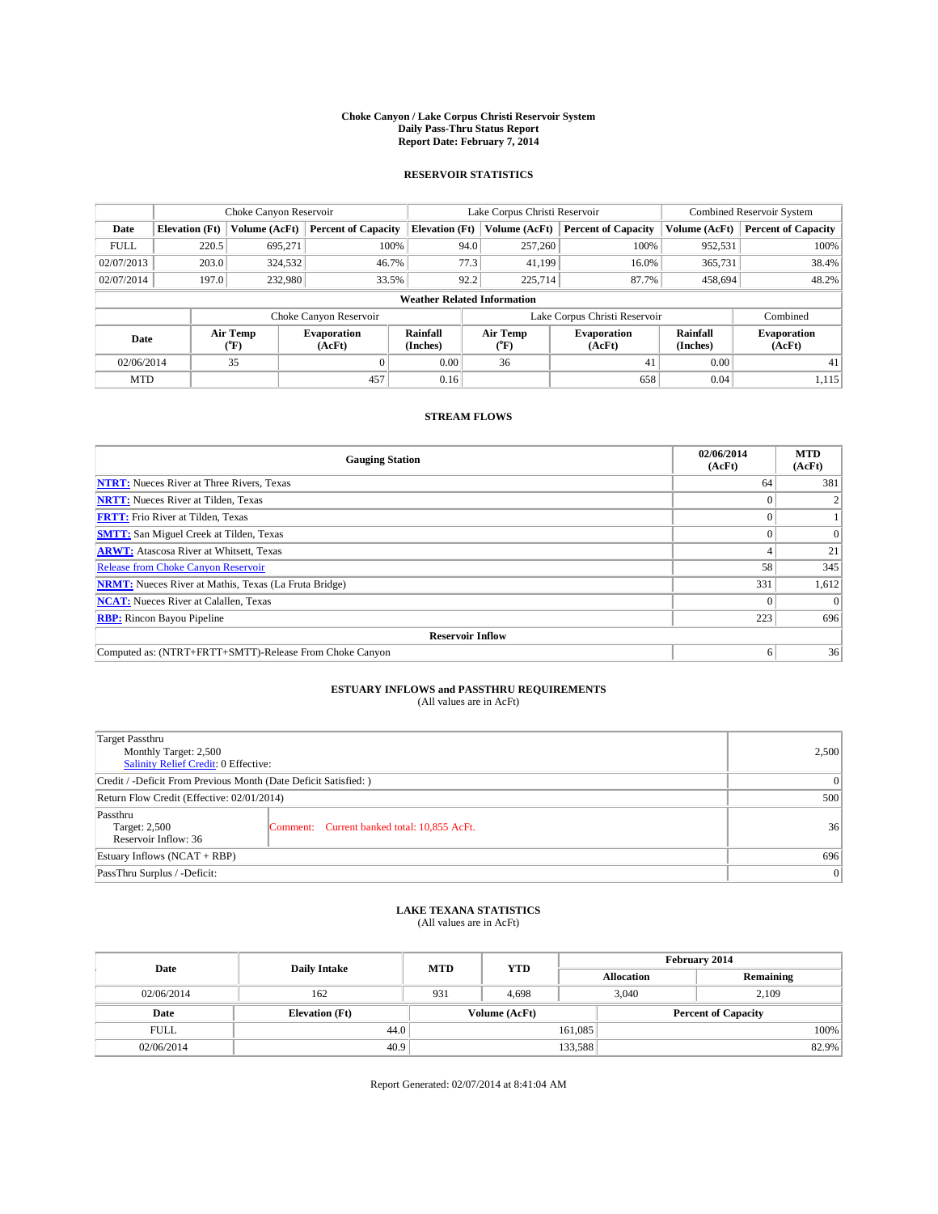**Choke Canyon / Lake Corpus Christi Reservoir System**
**Daily Pass-Thru Status Report**
**Report Date: February 7, 2014**

### RESERVOIR STATISTICS

| | Choke Canyon Reservoir | | | Lake Corpus Christi Reservoir | | | Combined Reservoir System | |
|---|---|---|---|---|---|---|---|---|
| **Date** | **Elevation (Ft)** | **Volume (AcFt)** | **Percent of Capacity** | **Elevation (Ft)** | **Volume (AcFt)** | **Percent of Capacity** | **Volume (AcFt)** | **Percent of Capacity** |
| FULL | 220.5 | 695,271 | 100% | 94.0 | 257,260 | 100% | 952,531 | 100% |
| 02/07/2013 | 203.0 | 324,532 | 46.7% | 77.3 | 41,199 | 16.0% | 365,731 | 38.4% |
| 02/07/2014 | 197.0 | 232,980 | 33.5% | 92.2 | 225,714 | 87.7% | 458,694 | 48.2% |

**Weather Related Information**

| | Choke Canyon Reservoir | | | Lake Corpus Christi Reservoir | | | Combined |
|---|---|---|---|---|---|---|---|
| **Date** | **Air Temp (°F)** | **Evaporation (AcFt)** | **Rainfall (Inches)** | **Air Temp (°F)** | **Evaporation (AcFt)** | **Rainfall (Inches)** | **Evaporation (AcFt)** |
| 02/06/2014 | 35 | 0 | 0.00 | 36 | 41 | 0.00 | 41 |
| MTD | | 457 | 0.16 | | 658 | 0.04 | 1,115 |

### STREAM FLOWS

| Gauging Station | 02/06/2014 (AcFt) | MTD (AcFt) |
|---|---|---|
| NTRT: Nueces River at Three Rivers, Texas | 64 | 381 |
| NRTT: Nueces River at Tilden, Texas | 0 | 2 |
| FRTT: Frio River at Tilden, Texas | 0 | 1 |
| SMTT: San Miguel Creek at Tilden, Texas | 0 | 0 |
| ARWT: Atascosa River at Whitsett, Texas | 4 | 21 |
| Release from Choke Canyon Reservoir | 58 | 345 |
| NRMT: Nueces River at Mathis, Texas (La Fruta Bridge) | 331 | 1,612 |
| NCAT: Nueces River at Calallen, Texas | 0 | 0 |
| RBP: Rincon Bayou Pipeline | 223 | 696 |
| **Reservoir Inflow** | | |
| Computed as: (NTRT+FRTT+SMTT)-Release From Choke Canyon | 6 | 36 |

### ESTUARY INFLOWS and PASSTHRU REQUIREMENTS
(All values are in AcFt)

| | | |
|---|---|---|
| Target Passthru<br>Monthly Target: 2,500<br>Salinity Relief Credit: 0 Effective: | | 2,500 |
| Credit / -Deficit From Previous Month (Date Deficit Satisfied: ) | | 0 |
| Return Flow Credit (Effective: 02/01/2014) | | 500 |
| Passthru<br>Target: 2,500<br>Reservoir Inflow: 36 | Comment: Current banked total: 10,855 AcFt. | 36 |
| Estuary Inflows (NCAT + RBP) | | 696 |
| PassThru Surplus / -Deficit: | | 0 |

### LAKE TEXANA STATISTICS
(All values are in AcFt)

| Date | Daily Intake | MTD | YTD | February 2014 Allocation | February 2014 Remaining |
|---|---|---|---|---|---|
| 02/06/2014 | 162 | 931 | 4,698 | 3,040 | 2,109 |

| Date | Elevation (Ft) | Volume (AcFt) | Percent of Capacity |
|---|---|---|---|
| FULL | 44.0 | 161,085 | 100% |
| 02/06/2014 | 40.9 | 133,588 | 82.9% |

Report Generated: 02/07/2014 at 8:41:04 AM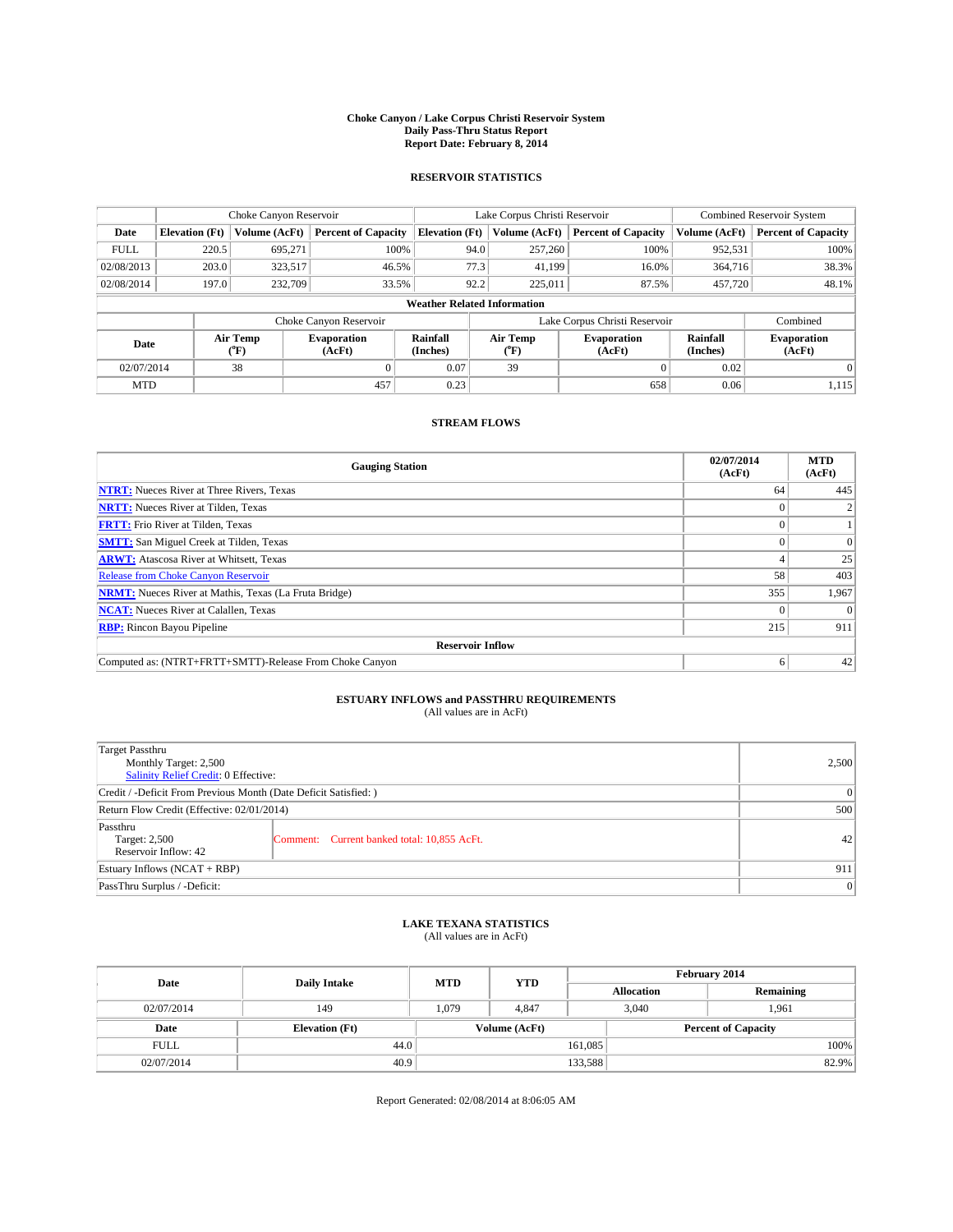# Choke Canyon / Lake Corpus Christi Reservoir System
## Daily Pass-Thru Status Report
### Report Date: February 8, 2014

## RESERVOIR STATISTICS

| | Choke Canyon Reservoir | | | Lake Corpus Christi Reservoir | | | Combined Reservoir System | |
|---|---|---|---|---|---|---|---|---|
| Date | Elevation (Ft) | Volume (AcFt) | Percent of Capacity | Elevation (Ft) | Volume (AcFt) | Percent of Capacity | Volume (AcFt) | Percent of Capacity |
| FULL | 220.5 | 695,271 | 100% | 94.0 | 257,260 | 100% | 952,531 | 100% |
| 02/08/2013 | 203.0 | 323,517 | 46.5% | 77.3 | 41,199 | 16.0% | 364,716 | 38.3% |
| 02/08/2014 | 197.0 | 232,709 | 33.5% | 92.2 | 225,011 | 87.5% | 457,720 | 48.1% |

**Weather Related Information**

| | Choke Canyon Reservoir | | | Lake Corpus Christi Reservoir | | | Combined |
|---|---|---|---|---|---|---|---|
| Date | Air Temp (°F) | Evaporation (AcFt) | Rainfall (Inches) | Air Temp (°F) | Evaporation (AcFt) | Rainfall (Inches) | Evaporation (AcFt) |
| 02/07/2014 | 38 | 0 | 0.07 | 39 | 0 | 0.02 | 0 |
| MTD | | 457 | 0.23 | | 658 | 0.06 | 1,115 |

## STREAM FLOWS

| Gauging Station | 02/07/2014 (AcFt) | MTD (AcFt) |
|---|---|---|
| NTRT: Nueces River at Three Rivers, Texas | 64 | 445 |
| NRTT: Nueces River at Tilden, Texas | 0 | 2 |
| FRTT: Frio River at Tilden, Texas | 0 | 1 |
| SMTT: San Miguel Creek at Tilden, Texas | 0 | 0 |
| ARWT: Atascosa River at Whitsett, Texas | 4 | 25 |
| Release from Choke Canyon Reservoir | 58 | 403 |
| NRMT: Nueces River at Mathis, Texas (La Fruta Bridge) | 355 | 1,967 |
| NCAT: Nueces River at Calallen, Texas | 0 | 0 |
| RBP: Rincon Bayou Pipeline | 215 | 911 |
| **Reservoir Inflow** | | |
| Computed as: (NTRT+FRTT+SMTT)-Release From Choke Canyon | 6 | 42 |

## ESTUARY INFLOWS and PASSTHRU REQUIREMENTS
(All values are in AcFt)

| | | |
|---|---|---|
| Target Passthru<br>Monthly Target: 2,500<br>Salinity Relief Credit: 0 Effective: | | 2,500 |
| Credit / -Deficit From Previous Month (Date Deficit Satisfied: ) | | 0 |
| Return Flow Credit (Effective: 02/01/2014) | | 500 |
| Passthru<br>Target: 2,500<br>Reservoir Inflow: 42 | Comment: Current banked total: 10,855 AcFt. | 42 |
| Estuary Inflows (NCAT + RBP) | | 911 |
| PassThru Surplus / -Deficit: | | 0 |

## LAKE TEXANA STATISTICS
(All values are in AcFt)

| Date | Daily Intake | MTD | YTD | February 2014 Allocation | February 2014 Remaining |
|---|---|---|---|---|---|
| 02/07/2014 | 149 | 1,079 | 4,847 | 3,040 | 1,961 |

| Date | Elevation (Ft) | Volume (AcFt) | Percent of Capacity |
|---|---|---|---|
| FULL | 44.0 | 161,085 | 100% |
| 02/07/2014 | 40.9 | 133,588 | 82.9% |

Report Generated: 02/08/2014 at 8:06:05 AM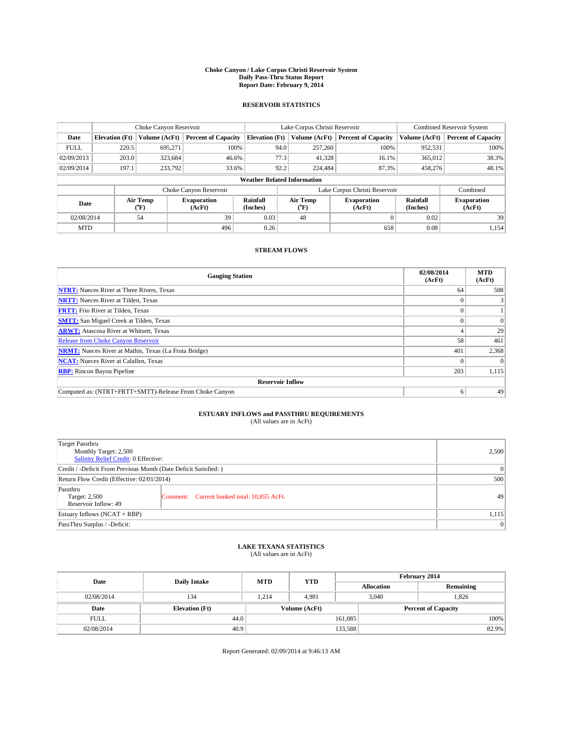**Choke Canyon / Lake Corpus Christi Reservoir System**
**Daily Pass-Thru Status Report**
**Report Date: February 9, 2014**

## RESERVOIR STATISTICS

| | Choke Canyon Reservoir | | | Lake Corpus Christi Reservoir | | | Combined Reservoir System | |
|---|---|---|---|---|---|---|---|---|
| **Date** | **Elevation (Ft)** | **Volume (AcFt)** | **Percent of Capacity** | **Elevation (Ft)** | **Volume (AcFt)** | **Percent of Capacity** | **Volume (AcFt)** | **Percent of Capacity** |
| FULL | 220.5 | 695,271 | 100% | 94.0 | 257,260 | 100% | 952,531 | 100% |
| 02/09/2013 | 203.0 | 323,684 | 46.6% | 77.3 | 41,328 | 16.1% | 365,012 | 38.3% |
| 02/09/2014 | 197.1 | 233,792 | 33.6% | 92.2 | 224,484 | 87.3% | 458,276 | 48.1% |

**Weather Related Information**

| | Choke Canyon Reservoir | | | Lake Corpus Christi Reservoir | | | Combined |
|---|---|---|---|---|---|---|---|
| **Date** | **Air Temp (°F)** | **Evaporation (AcFt)** | **Rainfall (Inches)** | **Air Temp (°F)** | **Evaporation (AcFt)** | **Rainfall (Inches)** | **Evaporation (AcFt)** |
| 02/08/2014 | 54 | 39 | 0.03 | 48 | 0 | 0.02 | 39 |
| MTD | | 496 | 0.26 | | 658 | 0.08 | 1,154 |

## STREAM FLOWS

| Gauging Station | 02/08/2014 (AcFt) | MTD (AcFt) |
|---|---|---|
| **NTRT:** Nueces River at Three Rivers, Texas | 64 | 508 |
| **NRTT:** Nueces River at Tilden, Texas | 0 | 3 |
| **FRTT:** Frio River at Tilden, Texas | 0 | 1 |
| **SMTT:** San Miguel Creek at Tilden, Texas | 0 | 0 |
| **ARWT:** Atascosa River at Whitsett, Texas | 4 | 29 |
| Release from Choke Canyon Reservoir | 58 | 461 |
| **NRMT:** Nueces River at Mathis, Texas (La Fruta Bridge) | 401 | 2,368 |
| **NCAT:** Nueces River at Calallen, Texas | 0 | 0 |
| **RBP:** Rincon Bayou Pipeline | 203 | 1,115 |
| **Reservoir Inflow** | | |
| Computed as: (NTRT+FRTT+SMTT)-Release From Choke Canyon | 6 | 49 |

## ESTUARY INFLOWS and PASSTHRU REQUIREMENTS
(All values are in AcFt)

| | | |
|---|---|---|
| Target Passthru<br>Monthly Target: 2,500<br>Salinity Relief Credit: 0 Effective: | | 2,500 |
| Credit / -Deficit From Previous Month (Date Deficit Satisfied: ) | | 0 |
| Return Flow Credit (Effective: 02/01/2014) | | 500 |
| Passthru<br>Target: 2,500<br>Reservoir Inflow: 49 | Comment: Current banked total: 10,855 AcFt. | 49 |
| Estuary Inflows (NCAT + RBP) | | 1,115 |
| PassThru Surplus / -Deficit: | | 0 |

## LAKE TEXANA STATISTICS
(All values are in AcFt)

| Date | Daily Intake | MTD | YTD | February 2014 Allocation | February 2014 Remaining |
|---|---|---|---|---|---|
| 02/08/2014 | 134 | 1,214 | 4,981 | 3,040 | 1,826 |

| Date | Elevation (Ft) | Volume (AcFt) | Percent of Capacity |
|---|---|---|---|
| FULL | 44.0 | 161,085 | 100% |
| 02/08/2014 | 40.9 | 133,588 | 82.9% |

Report Generated: 02/09/2014 at 9:46:13 AM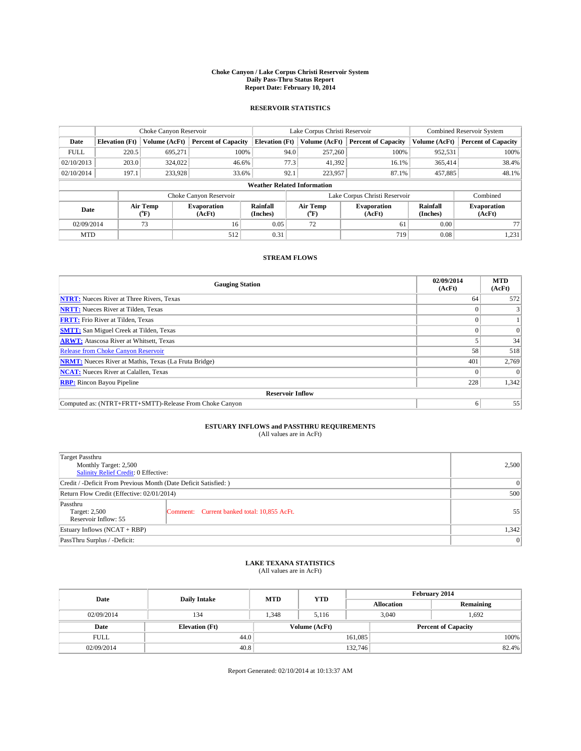# Choke Canyon / Lake Corpus Christi Reservoir System
## Daily Pass-Thru Status Report
## Report Date: February 10, 2014

### RESERVOIR STATISTICS

| | Choke Canyon Reservoir | | | Lake Corpus Christi Reservoir | | | Combined Reservoir System | |
|---|---|---|---|---|---|---|---|---|
| Date | Elevation (Ft) | Volume (AcFt) | Percent of Capacity | Elevation (Ft) | Volume (AcFt) | Percent of Capacity | Volume (AcFt) | Percent of Capacity |
| FULL | 220.5 | 695,271 | 100% | 94.0 | 257,260 | 100% | 952,531 | 100% |
| 02/10/2013 | 203.0 | 324,022 | 46.6% | 77.3 | 41,392 | 16.1% | 365,414 | 38.4% |
| 02/10/2014 | 197.1 | 233,928 | 33.6% | 92.1 | 223,957 | 87.1% | 457,885 | 48.1% |

**Weather Related Information**

| | Choke Canyon Reservoir | | | Lake Corpus Christi Reservoir | | | Combined |
|---|---|---|---|---|---|---|---|
| Date | Air Temp (°F) | Evaporation (AcFt) | Rainfall (Inches) | Air Temp (°F) | Evaporation (AcFt) | Rainfall (Inches) | Evaporation (AcFt) |
| 02/09/2014 | 73 | 16 | 0.05 | 72 | 61 | 0.00 | 77 |
| MTD | | 512 | 0.31 | | 719 | 0.08 | 1,231 |

### STREAM FLOWS

| Gauging Station | 02/09/2014 (AcFt) | MTD (AcFt) |
|---|---|---|
| **NTRT:** Nueces River at Three Rivers, Texas | 64 | 572 |
| **NRTT:** Nueces River at Tilden, Texas | 0 | 3 |
| **FRTT:** Frio River at Tilden, Texas | 0 | 1 |
| **SMTT:** San Miguel Creek at Tilden, Texas | 0 | 0 |
| **ARWT:** Atascosa River at Whitsett, Texas | 5 | 34 |
| Release from Choke Canyon Reservoir | 58 | 518 |
| **NRMT:** Nueces River at Mathis, Texas (La Fruta Bridge) | 401 | 2,769 |
| **NCAT:** Nueces River at Calallen, Texas | 0 | 0 |
| **RBP:** Rincon Bayou Pipeline | 228 | 1,342 |
| **Reservoir Inflow** | | |
| Computed as: (NTRT+FRTT+SMTT)-Release From Choke Canyon | 6 | 55 |

### ESTUARY INFLOWS and PASSTHRU REQUIREMENTS
(All values are in AcFt)

| | | |
|---|---|---|
| Target Passthru<br>Monthly Target: 2,500<br>Salinity Relief Credit: 0 Effective: | | 2,500 |
| Credit / -Deficit From Previous Month (Date Deficit Satisfied: ) | | 0 |
| Return Flow Credit (Effective: 02/01/2014) | | 500 |
| Passthru<br>Target: 2,500<br>Reservoir Inflow: 55 | Comment: Current banked total: 10,855 AcFt. | 55 |
| Estuary Inflows (NCAT + RBP) | | 1,342 |
| PassThru Surplus / -Deficit: | | 0 |

### LAKE TEXANA STATISTICS
(All values are in AcFt)

| Date | Daily Intake | MTD | YTD | February 2014 Allocation | February 2014 Remaining |
|---|---|---|---|---|---|
| 02/09/2014 | 134 | 1,348 | 5,116 | 3,040 | 1,692 |

| Date | Elevation (Ft) | Volume (AcFt) | Percent of Capacity |
|---|---|---|---|
| FULL | 44.0 | 161,085 | 100% |
| 02/09/2014 | 40.8 | 132,746 | 82.4% |

Report Generated: 02/10/2014 at 10:13:37 AM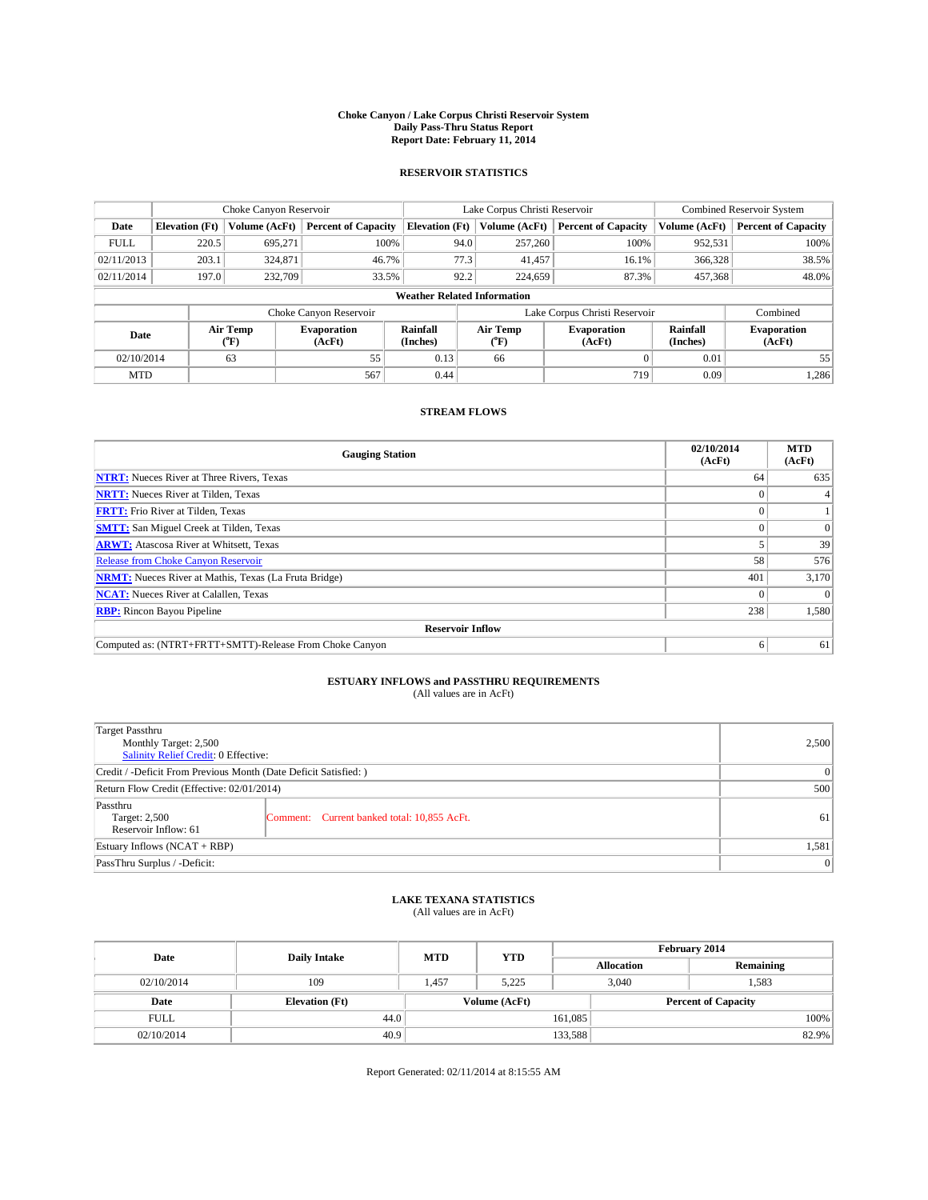**Choke Canyon / Lake Corpus Christi Reservoir System**
**Daily Pass-Thru Status Report**
**Report Date: February 11, 2014**

## RESERVOIR STATISTICS

| | Choke Canyon Reservoir | | | Lake Corpus Christi Reservoir | | | Combined Reservoir System | |
|---|---|---|---|---|---|---|---|---|
| **Date** | **Elevation (Ft)** | **Volume (AcFt)** | **Percent of Capacity** | **Elevation (Ft)** | **Volume (AcFt)** | **Percent of Capacity** | **Volume (AcFt)** | **Percent of Capacity** |
| FULL | 220.5 | 695,271 | 100% | 94.0 | 257,260 | 100% | 952,531 | 100% |
| 02/11/2013 | 203.1 | 324,871 | 46.7% | 77.3 | 41,457 | 16.1% | 366,328 | 38.5% |
| 02/11/2014 | 197.0 | 232,709 | 33.5% | 92.2 | 224,659 | 87.3% | 457,368 | 48.0% |

**Weather Related Information**

| | Choke Canyon Reservoir | | | Lake Corpus Christi Reservoir | | | Combined |
|---|---|---|---|---|---|---|---|
| **Date** | **Air Temp (°F)** | **Evaporation (AcFt)** | **Rainfall (Inches)** | **Air Temp (°F)** | **Evaporation (AcFt)** | **Rainfall (Inches)** | **Evaporation (AcFt)** |
| 02/10/2014 | 63 | 55 | 0.13 | 66 | 0 | 0.01 | 55 |
| MTD | | 567 | 0.44 | | 719 | 0.09 | 1,286 |

## STREAM FLOWS

| Gauging Station | 02/10/2014 (AcFt) | MTD (AcFt) |
|---|---|---|
| **NTRT:** Nueces River at Three Rivers, Texas | 64 | 635 |
| **NRTT:** Nueces River at Tilden, Texas | 0 | 4 |
| **FRTT:** Frio River at Tilden, Texas | 0 | 1 |
| **SMTT:** San Miguel Creek at Tilden, Texas | 0 | 0 |
| **ARWT:** Atascosa River at Whitsett, Texas | 5 | 39 |
| Release from Choke Canyon Reservoir | 58 | 576 |
| **NRMT:** Nueces River at Mathis, Texas (La Fruta Bridge) | 401 | 3,170 |
| **NCAT:** Nueces River at Calallen, Texas | 0 | 0 |
| **RBP:** Rincon Bayou Pipeline | 238 | 1,580 |
| **Reservoir Inflow** | | |
| Computed as: (NTRT+FRTT+SMTT)-Release From Choke Canyon | 6 | 61 |

## ESTUARY INFLOWS and PASSTHRU REQUIREMENTS
(All values are in AcFt)

| | | |
|---|---|---|
| Target Passthru<br>Monthly Target: 2,500<br>Salinity Relief Credit: 0 Effective: | | 2,500 |
| Credit / -Deficit From Previous Month (Date Deficit Satisfied: ) | | 0 |
| Return Flow Credit (Effective: 02/01/2014) | | 500 |
| Passthru<br>Target: 2,500<br>Reservoir Inflow: 61 | Comment: Current banked total: 10,855 AcFt. | 61 |
| Estuary Inflows (NCAT + RBP) | | 1,581 |
| PassThru Surplus / -Deficit: | | 0 |

## LAKE TEXANA STATISTICS
(All values are in AcFt)

| Date | Daily Intake | MTD | YTD | February 2014 Allocation | February 2014 Remaining |
|---|---|---|---|---|---|
| 02/10/2014 | 109 | 1,457 | 5,225 | 3,040 | 1,583 |

| Date | Elevation (Ft) | Volume (AcFt) | Percent of Capacity |
|---|---|---|---|
| FULL | 44.0 | 161,085 | 100% |
| 02/10/2014 | 40.9 | 133,588 | 82.9% |

Report Generated: 02/11/2014 at 8:15:55 AM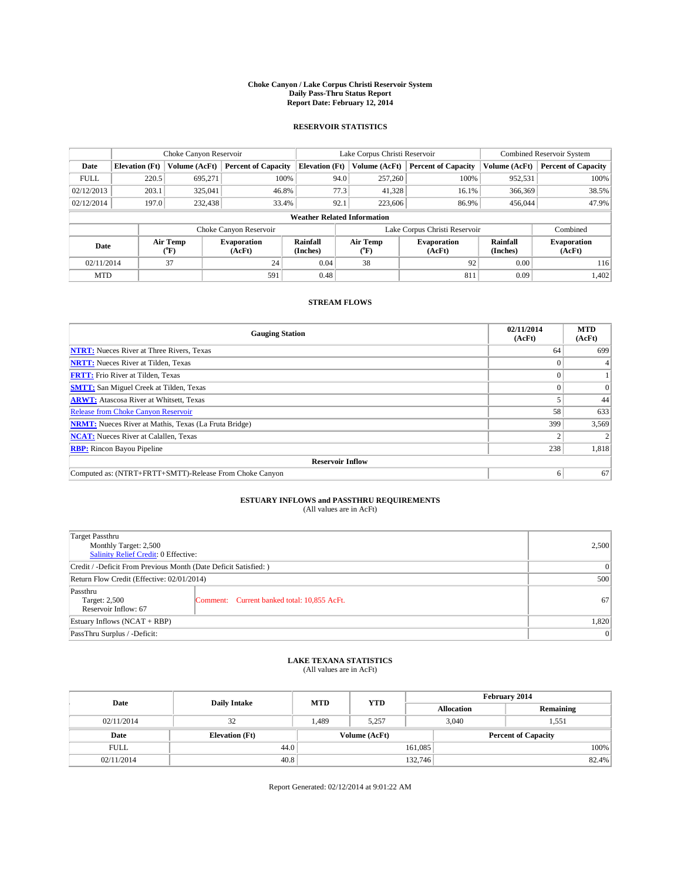# Choke Canyon / Lake Corpus Christi Reservoir System
## Daily Pass-Thru Status Report
### Report Date: February 12, 2014

## RESERVOIR STATISTICS

| | Choke Canyon Reservoir | | | Lake Corpus Christi Reservoir | | | Combined Reservoir System | |
|---|---|---|---|---|---|---|---|---|
| Date | Elevation (Ft) | Volume (AcFt) | Percent of Capacity | Elevation (Ft) | Volume (AcFt) | Percent of Capacity | Volume (AcFt) | Percent of Capacity |
| FULL | 220.5 | 695,271 | 100% | 94.0 | 257,260 | 100% | 952,531 | 100% |
| 02/12/2013 | 203.1 | 325,041 | 46.8% | 77.3 | 41,328 | 16.1% | 366,369 | 38.5% |
| 02/12/2014 | 197.0 | 232,438 | 33.4% | 92.1 | 223,606 | 86.9% | 456,044 | 47.9% |

**Weather Related Information**

| | Choke Canyon Reservoir | | | Lake Corpus Christi Reservoir | | | Combined |
|---|---|---|---|---|---|---|---|
| Date | Air Temp (°F) | Evaporation (AcFt) | Rainfall (Inches) | Air Temp (°F) | Evaporation (AcFt) | Rainfall (Inches) | Evaporation (AcFt) |
| 02/11/2014 | 37 | 24 | 0.04 | 38 | 92 | 0.00 | 116 |
| MTD | | 591 | 0.48 | | 811 | 0.09 | 1,402 |

## STREAM FLOWS

| Gauging Station | 02/11/2014 (AcFt) | MTD (AcFt) |
|---|---|---|
| **NTRT:** Nueces River at Three Rivers, Texas | 64 | 699 |
| **NRTT:** Nueces River at Tilden, Texas | 0 | 4 |
| **FRTT:** Frio River at Tilden, Texas | 0 | 1 |
| **SMTT:** San Miguel Creek at Tilden, Texas | 0 | 0 |
| **ARWT:** Atascosa River at Whitsett, Texas | 5 | 44 |
| Release from Choke Canyon Reservoir | 58 | 633 |
| **NRMT:** Nueces River at Mathis, Texas (La Fruta Bridge) | 399 | 3,569 |
| **NCAT:** Nueces River at Calallen, Texas | 2 | 2 |
| **RBP:** Rincon Bayou Pipeline | 238 | 1,818 |
| **Reservoir Inflow** | | |
| Computed as: (NTRT+FRTT+SMTT)-Release From Choke Canyon | 6 | 67 |

## ESTUARY INFLOWS and PASSTHRU REQUIREMENTS
(All values are in AcFt)

| | |
|---|---|
| Target Passthru<br>Monthly Target: 2,500<br>Salinity Relief Credit: 0 Effective: | 2,500 |
| Credit / -Deficit From Previous Month (Date Deficit Satisfied: ) | 0 |
| Return Flow Credit (Effective: 02/01/2014) | 500 |
| Passthru<br>Target: 2,500<br>Reservoir Inflow: 67 — Comment: Current banked total: 10,855 AcFt. | 67 |
| Estuary Inflows (NCAT + RBP) | 1,820 |
| PassThru Surplus / -Deficit: | 0 |

## LAKE TEXANA STATISTICS
(All values are in AcFt)

| Date | Daily Intake | MTD | YTD | February 2014 Allocation | February 2014 Remaining |
|---|---|---|---|---|---|
| 02/11/2014 | 32 | 1,489 | 5,257 | 3,040 | 1,551 |

| Date | Elevation (Ft) | Volume (AcFt) | Percent of Capacity |
|---|---|---|---|
| FULL | 44.0 | 161,085 | 100% |
| 02/11/2014 | 40.8 | 132,746 | 82.4% |

Report Generated: 02/12/2014 at 9:01:22 AM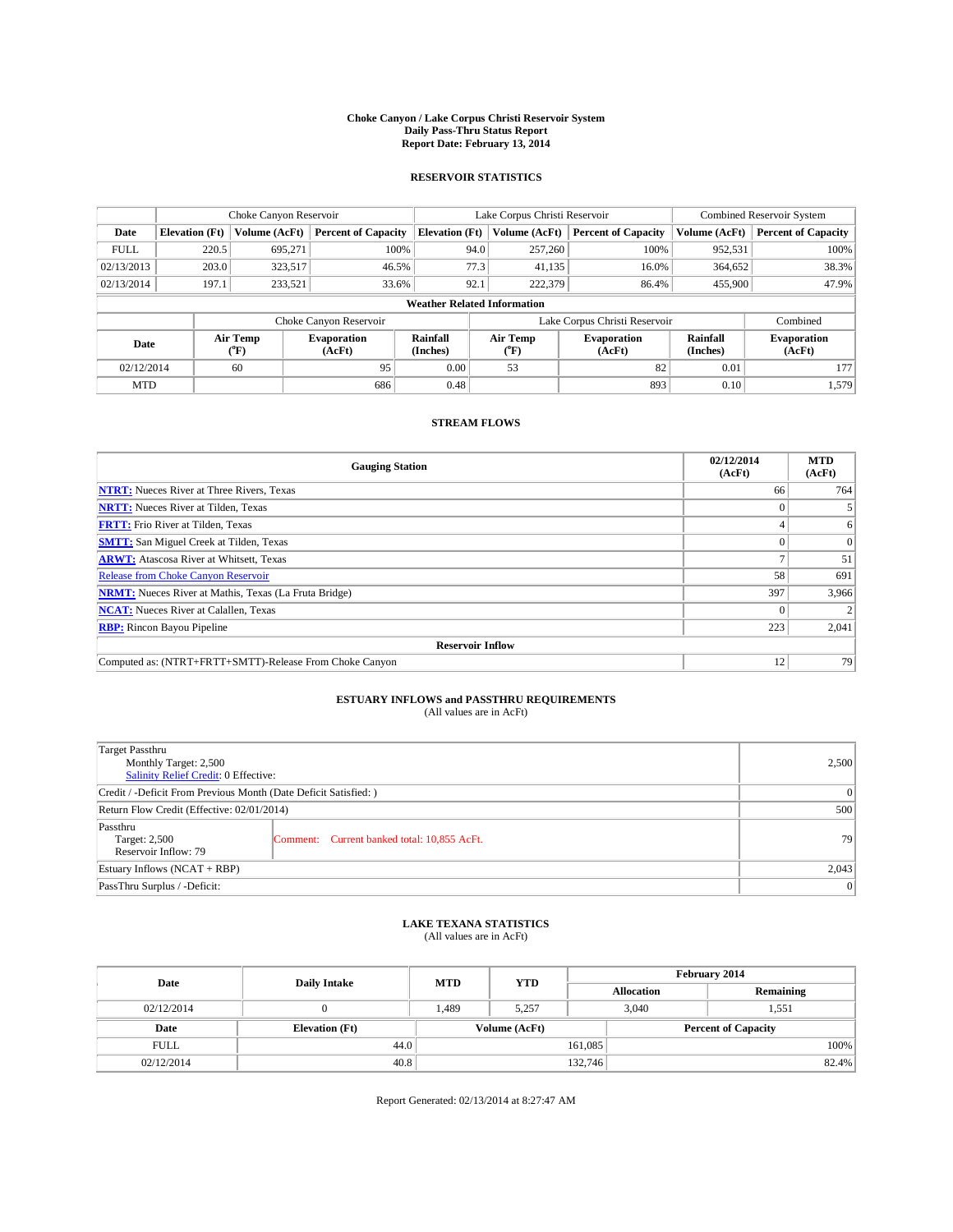# Choke Canyon / Lake Corpus Christi Reservoir System
## Daily Pass-Thru Status Report
## Report Date: February 13, 2014

### RESERVOIR STATISTICS

| | Choke Canyon Reservoir | | | Lake Corpus Christi Reservoir | | | Combined Reservoir System | |
|---|---|---|---|---|---|---|---|---|
| Date | Elevation (Ft) | Volume (AcFt) | Percent of Capacity | Elevation (Ft) | Volume (AcFt) | Percent of Capacity | Volume (AcFt) | Percent of Capacity |
| FULL | 220.5 | 695,271 | 100% | 94.0 | 257,260 | 100% | 952,531 | 100% |
| 02/13/2013 | 203.0 | 323,517 | 46.5% | 77.3 | 41,135 | 16.0% | 364,652 | 38.3% |
| 02/13/2014 | 197.1 | 233,521 | 33.6% | 92.1 | 222,379 | 86.4% | 455,900 | 47.9% |

**Weather Related Information**

| | Choke Canyon Reservoir | | | Lake Corpus Christi Reservoir | | | Combined |
|---|---|---|---|---|---|---|---|
| Date | Air Temp (°F) | Evaporation (AcFt) | Rainfall (Inches) | Air Temp (°F) | Evaporation (AcFt) | Rainfall (Inches) | Evaporation (AcFt) |
| 02/12/2014 | 60 | 95 | 0.00 | 53 | 82 | 0.01 | 177 |
| MTD | | 686 | 0.48 | | 893 | 0.10 | 1,579 |

### STREAM FLOWS

| Gauging Station | 02/12/2014 (AcFt) | MTD (AcFt) |
|---|---|---|
| NTRT: Nueces River at Three Rivers, Texas | 66 | 764 |
| NRTT: Nueces River at Tilden, Texas | 0 | 5 |
| FRTT: Frio River at Tilden, Texas | 4 | 6 |
| SMTT: San Miguel Creek at Tilden, Texas | 0 | 0 |
| ARWT: Atascosa River at Whitsett, Texas | 7 | 51 |
| Release from Choke Canyon Reservoir | 58 | 691 |
| NRMT: Nueces River at Mathis, Texas (La Fruta Bridge) | 397 | 3,966 |
| NCAT: Nueces River at Calallen, Texas | 0 | 2 |
| RBP: Rincon Bayou Pipeline | 223 | 2,041 |
| **Reservoir Inflow** | | |
| Computed as: (NTRT+FRTT+SMTT)-Release From Choke Canyon | 12 | 79 |

### ESTUARY INFLOWS and PASSTHRU REQUIREMENTS
(All values are in AcFt)

| | | |
|---|---|---|
| Target Passthru<br>Monthly Target: 2,500<br>Salinity Relief Credit: 0 Effective: | | 2,500 |
| Credit / -Deficit From Previous Month (Date Deficit Satisfied: ) | | 0 |
| Return Flow Credit (Effective: 02/01/2014) | | 500 |
| Passthru<br>Target: 2,500<br>Reservoir Inflow: 79 | Comment: Current banked total: 10,855 AcFt. | 79 |
| Estuary Inflows (NCAT + RBP) | | 2,043 |
| PassThru Surplus / -Deficit: | | 0 |

### LAKE TEXANA STATISTICS
(All values are in AcFt)

| Date | Daily Intake | MTD | YTD | February 2014 Allocation | February 2014 Remaining |
|---|---|---|---|---|---|
| 02/12/2014 | 0 | 1,489 | 5,257 | 3,040 | 1,551 |

| Date | Elevation (Ft) | Volume (AcFt) | Percent of Capacity |
|---|---|---|---|
| FULL | 44.0 | 161,085 | 100% |
| 02/12/2014 | 40.8 | 132,746 | 82.4% |

Report Generated: 02/13/2014 at 8:27:47 AM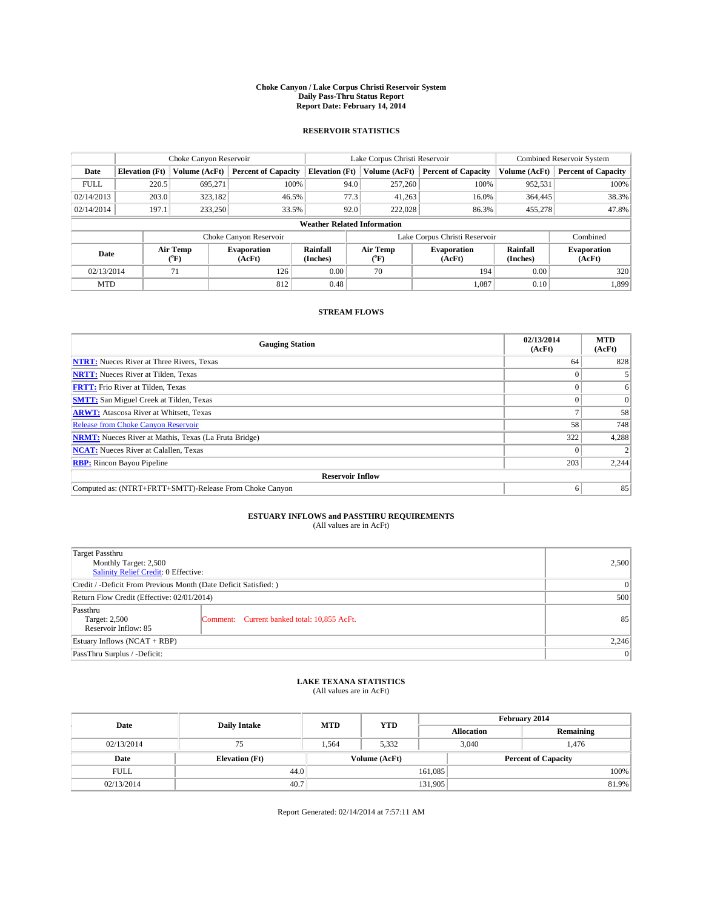# Choke Canyon / Lake Corpus Christi Reservoir System
## Daily Pass-Thru Status Report
## Report Date: February 14, 2014

### RESERVOIR STATISTICS

| | Choke Canyon Reservoir | | | Lake Corpus Christi Reservoir | | | Combined Reservoir System | |
|---|---|---|---|---|---|---|---|---|
| Date | Elevation (Ft) | Volume (AcFt) | Percent of Capacity | Elevation (Ft) | Volume (AcFt) | Percent of Capacity | Volume (AcFt) | Percent of Capacity |
| FULL | 220.5 | 695,271 | 100% | 94.0 | 257,260 | 100% | 952,531 | 100% |
| 02/14/2013 | 203.0 | 323,182 | 46.5% | 77.3 | 41,263 | 16.0% | 364,445 | 38.3% |
| 02/14/2014 | 197.1 | 233,250 | 33.5% | 92.0 | 222,028 | 86.3% | 455,278 | 47.8% |

**Weather Related Information**

| | Choke Canyon Reservoir | | | Lake Corpus Christi Reservoir | | | Combined |
|---|---|---|---|---|---|---|---|
| Date | Air Temp (°F) | Evaporation (AcFt) | Rainfall (Inches) | Air Temp (°F) | Evaporation (AcFt) | Rainfall (Inches) | Evaporation (AcFt) |
| 02/13/2014 | 71 | 126 | 0.00 | 70 | 194 | 0.00 | 320 |
| MTD | | 812 | 0.48 | | 1,087 | 0.10 | 1,899 |

### STREAM FLOWS

| Gauging Station | 02/13/2014 (AcFt) | MTD (AcFt) |
|---|---|---|
| NTRT: Nueces River at Three Rivers, Texas | 64 | 828 |
| NRTT: Nueces River at Tilden, Texas | 0 | 5 |
| FRTT: Frio River at Tilden, Texas | 0 | 6 |
| SMTT: San Miguel Creek at Tilden, Texas | 0 | 0 |
| ARWT: Atascosa River at Whitsett, Texas | 7 | 58 |
| Release from Choke Canyon Reservoir | 58 | 748 |
| NRMT: Nueces River at Mathis, Texas (La Fruta Bridge) | 322 | 4,288 |
| NCAT: Nueces River at Calallen, Texas | 0 | 2 |
| RBP: Rincon Bayou Pipeline | 203 | 2,244 |
| **Reservoir Inflow** | | |
| Computed as: (NTRT+FRTT+SMTT)-Release From Choke Canyon | 6 | 85 |

### ESTUARY INFLOWS and PASSTHRU REQUIREMENTS
(All values are in AcFt)

| | |
|---|---|
| Target Passthru<br>Monthly Target: 2,500<br>Salinity Relief Credit: 0 Effective: | 2,500 |
| Credit / -Deficit From Previous Month (Date Deficit Satisfied: ) | 0 |
| Return Flow Credit (Effective: 02/01/2014) | 500 |
| Passthru<br>Target: 2,500<br>Reservoir Inflow: 85<br>Comment: Current banked total: 10,855 AcFt. | 85 |
| Estuary Inflows (NCAT + RBP) | 2,246 |
| PassThru Surplus / -Deficit: | 0 |

### LAKE TEXANA STATISTICS
(All values are in AcFt)

| Date | Daily Intake | MTD | YTD | February 2014 Allocation | February 2014 Remaining |
|---|---|---|---|---|---|
| 02/13/2014 | 75 | 1,564 | 5,332 | 3,040 | 1,476 |

| Date | Elevation (Ft) | Volume (AcFt) | Percent of Capacity |
|---|---|---|---|
| FULL | 44.0 | 161,085 | 100% |
| 02/13/2014 | 40.7 | 131,905 | 81.9% |

Report Generated: 02/14/2014 at 7:57:11 AM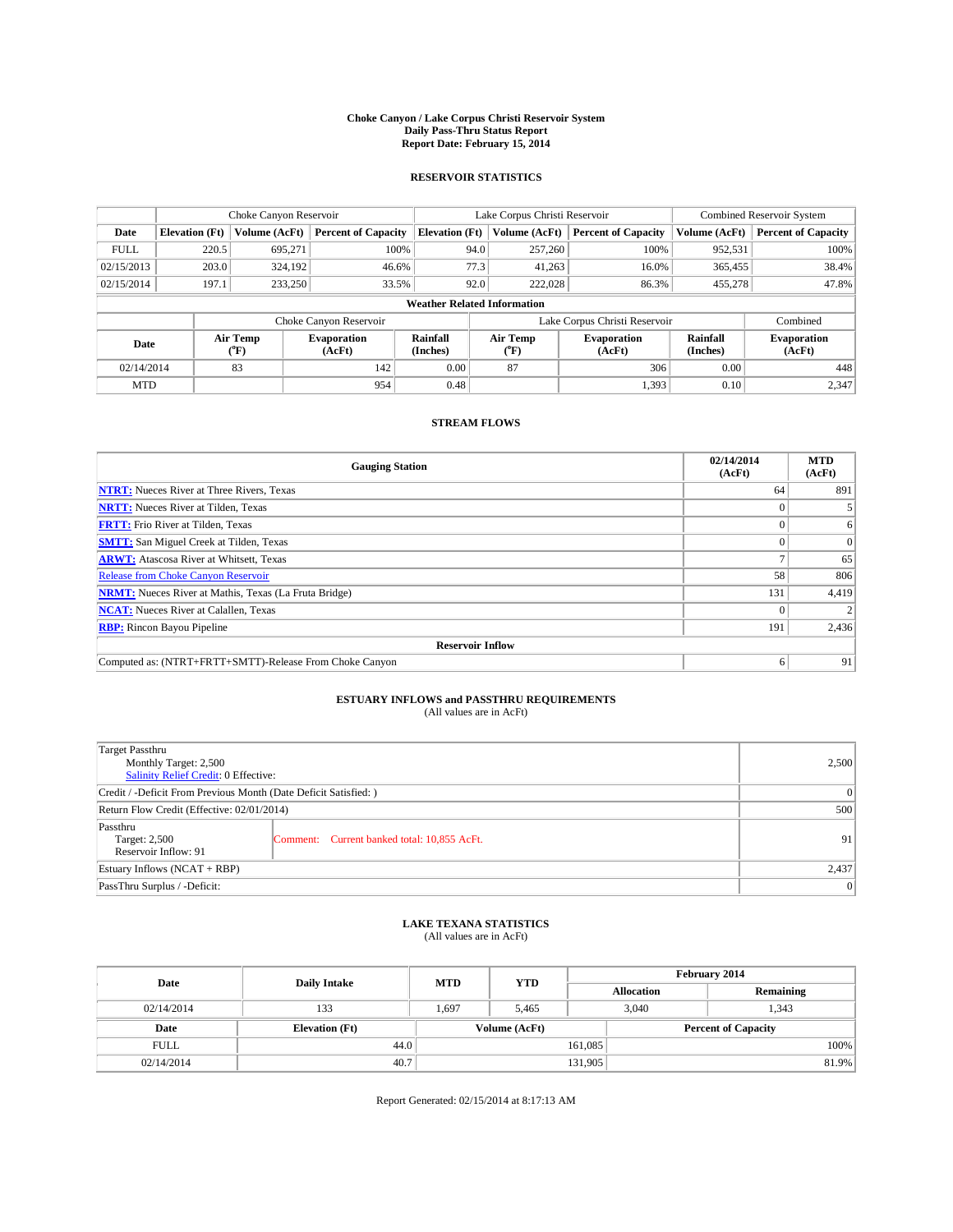# Choke Canyon / Lake Corpus Christi Reservoir System
## Daily Pass-Thru Status Report
### Report Date: February 15, 2014

## RESERVOIR STATISTICS

| | Choke Canyon Reservoir | | | Lake Corpus Christi Reservoir | | | Combined Reservoir System | |
|---|---|---|---|---|---|---|---|---|
| Date | Elevation (Ft) | Volume (AcFt) | Percent of Capacity | Elevation (Ft) | Volume (AcFt) | Percent of Capacity | Volume (AcFt) | Percent of Capacity |
| FULL | 220.5 | 695,271 | 100% | 94.0 | 257,260 | 100% | 952,531 | 100% |
| 02/15/2013 | 203.0 | 324,192 | 46.6% | 77.3 | 41,263 | 16.0% | 365,455 | 38.4% |
| 02/15/2014 | 197.1 | 233,250 | 33.5% | 92.0 | 222,028 | 86.3% | 455,278 | 47.8% |

**Weather Related Information**

| | Choke Canyon Reservoir | | | Lake Corpus Christi Reservoir | | | Combined |
|---|---|---|---|---|---|---|---|
| Date | Air Temp (°F) | Evaporation (AcFt) | Rainfall (Inches) | Air Temp (°F) | Evaporation (AcFt) | Rainfall (Inches) | Evaporation (AcFt) |
| 02/14/2014 | 83 | 142 | 0.00 | 87 | 306 | 0.00 | 448 |
| MTD | | 954 | 0.48 | | 1,393 | 0.10 | 2,347 |

## STREAM FLOWS

| Gauging Station | 02/14/2014 (AcFt) | MTD (AcFt) |
|---|---|---|
| NTRT: Nueces River at Three Rivers, Texas | 64 | 891 |
| NRTT: Nueces River at Tilden, Texas | 0 | 5 |
| FRTT: Frio River at Tilden, Texas | 0 | 6 |
| SMTT: San Miguel Creek at Tilden, Texas | 0 | 0 |
| ARWT: Atascosa River at Whitsett, Texas | 7 | 65 |
| Release from Choke Canyon Reservoir | 58 | 806 |
| NRMT: Nueces River at Mathis, Texas (La Fruta Bridge) | 131 | 4,419 |
| NCAT: Nueces River at Calallen, Texas | 0 | 2 |
| RBP: Rincon Bayou Pipeline | 191 | 2,436 |
| **Reservoir Inflow** | | |
| Computed as: (NTRT+FRTT+SMTT)-Release From Choke Canyon | 6 | 91 |

## ESTUARY INFLOWS and PASSTHRU REQUIREMENTS
(All values are in AcFt)

| | |
|---|---|
| Target Passthru<br>Monthly Target: 2,500<br>Salinity Relief Credit: 0 Effective: | 2,500 |
| Credit / -Deficit From Previous Month (Date Deficit Satisfied: ) | 0 |
| Return Flow Credit (Effective: 02/01/2014) | 500 |
| Passthru<br>Target: 2,500<br>Reservoir Inflow: 91<br>Comment: Current banked total: 10,855 AcFt. | 91 |
| Estuary Inflows (NCAT + RBP) | 2,437 |
| PassThru Surplus / -Deficit: | 0 |

## LAKE TEXANA STATISTICS
(All values are in AcFt)

| Date | Daily Intake | MTD | YTD | February 2014 Allocation | February 2014 Remaining |
|---|---|---|---|---|---|
| 02/14/2014 | 133 | 1,697 | 5,465 | 3,040 | 1,343 |

| Date | Elevation (Ft) | Volume (AcFt) | Percent of Capacity |
|---|---|---|---|
| FULL | 44.0 | 161,085 | 100% |
| 02/14/2014 | 40.7 | 131,905 | 81.9% |

Report Generated: 02/15/2014 at 8:17:13 AM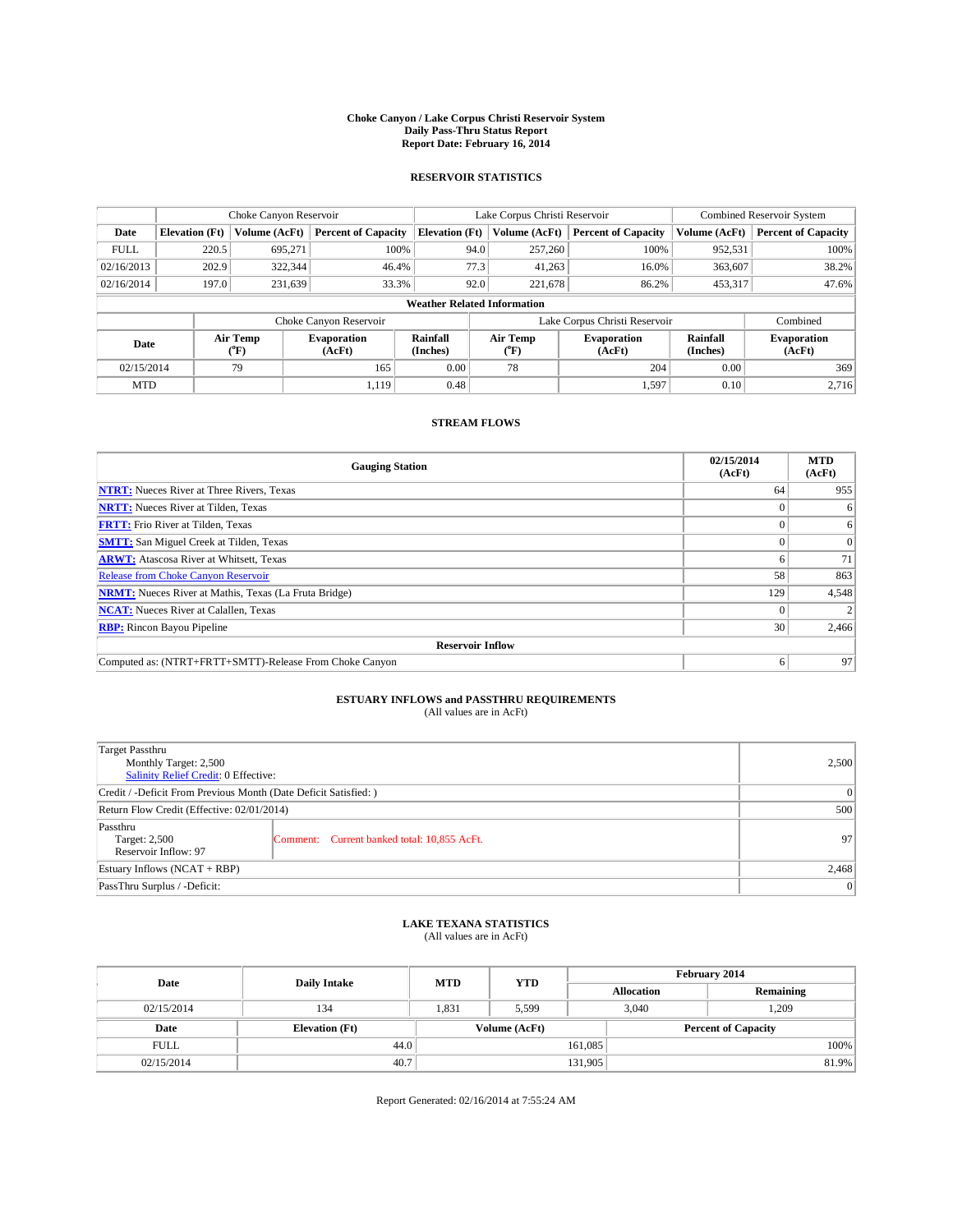**Choke Canyon / Lake Corpus Christi Reservoir System**
**Daily Pass-Thru Status Report**
**Report Date: February 16, 2014**

## RESERVOIR STATISTICS

| | Choke Canyon Reservoir | | | Lake Corpus Christi Reservoir | | | Combined Reservoir System | |
|---|---|---|---|---|---|---|---|---|
| Date | Elevation (Ft) | Volume (AcFt) | Percent of Capacity | Elevation (Ft) | Volume (AcFt) | Percent of Capacity | Volume (AcFt) | Percent of Capacity |
| FULL | 220.5 | 695,271 | 100% | 94.0 | 257,260 | 100% | 952,531 | 100% |
| 02/16/2013 | 202.9 | 322,344 | 46.4% | 77.3 | 41,263 | 16.0% | 363,607 | 38.2% |
| 02/16/2014 | 197.0 | 231,639 | 33.3% | 92.0 | 221,678 | 86.2% | 453,317 | 47.6% |

**Weather Related Information**

| | Choke Canyon Reservoir | | | Lake Corpus Christi Reservoir | | | Combined |
|---|---|---|---|---|---|---|---|
| Date | Air Temp (°F) | Evaporation (AcFt) | Rainfall (Inches) | Air Temp (°F) | Evaporation (AcFt) | Rainfall (Inches) | Evaporation (AcFt) |
| 02/15/2014 | 79 | 165 | 0.00 | 78 | 204 | 0.00 | 369 |
| MTD | | 1,119 | 0.48 | | 1,597 | 0.10 | 2,716 |

## STREAM FLOWS

| Gauging Station | 02/15/2014 (AcFt) | MTD (AcFt) |
|---|---|---|
| NTRT: Nueces River at Three Rivers, Texas | 64 | 955 |
| NRTT: Nueces River at Tilden, Texas | 0 | 6 |
| FRTT: Frio River at Tilden, Texas | 0 | 6 |
| SMTT: San Miguel Creek at Tilden, Texas | 0 | 0 |
| ARWT: Atascosa River at Whitsett, Texas | 6 | 71 |
| Release from Choke Canyon Reservoir | 58 | 863 |
| NRMT: Nueces River at Mathis, Texas (La Fruta Bridge) | 129 | 4,548 |
| NCAT: Nueces River at Calallen, Texas | 0 | 2 |
| RBP: Rincon Bayou Pipeline | 30 | 2,466 |
| **Reservoir Inflow** | | |
| Computed as: (NTRT+FRTT+SMTT)-Release From Choke Canyon | 6 | 97 |

## ESTUARY INFLOWS and PASSTHRU REQUIREMENTS

(All values are in AcFt)

| | | |
|---|---|---|
| Target Passthru<br>Monthly Target: 2,500<br>Salinity Relief Credit: 0 Effective: | | 2,500 |
| Credit / -Deficit From Previous Month (Date Deficit Satisfied: ) | | 0 |
| Return Flow Credit (Effective: 02/01/2014) | | 500 |
| Passthru<br>Target: 2,500<br>Reservoir Inflow: 97 | Comment: Current banked total: 10,855 AcFt. | 97 |
| Estuary Inflows (NCAT + RBP) | | 2,468 |
| PassThru Surplus / -Deficit: | | 0 |

## LAKE TEXANA STATISTICS

(All values are in AcFt)

| Date | Daily Intake | MTD | YTD | February 2014 Allocation | February 2014 Remaining |
|---|---|---|---|---|---|
| 02/15/2014 | 134 | 1,831 | 5,599 | 3,040 | 1,209 |

| Date | Elevation (Ft) | Volume (AcFt) | Percent of Capacity |
|---|---|---|---|
| FULL | 44.0 | 161,085 | 100% |
| 02/15/2014 | 40.7 | 131,905 | 81.9% |

Report Generated: 02/16/2014 at 7:55:24 AM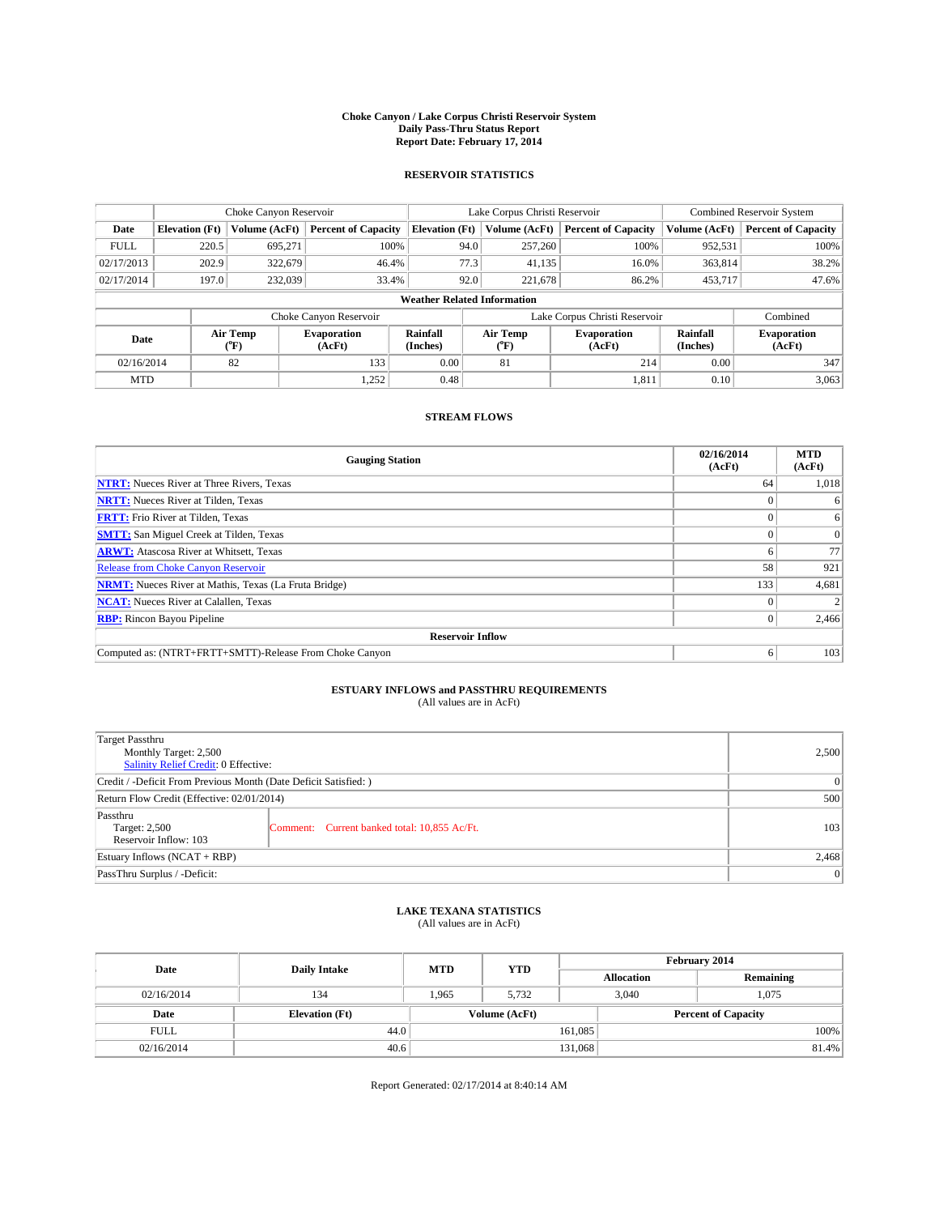# Choke Canyon / Lake Corpus Christi Reservoir System
## Daily Pass-Thru Status Report
## Report Date: February 17, 2014

### RESERVOIR STATISTICS

| | Choke Canyon Reservoir | | | Lake Corpus Christi Reservoir | | | Combined Reservoir System | |
|---|---|---|---|---|---|---|---|---|
| Date | Elevation (Ft) | Volume (AcFt) | Percent of Capacity | Elevation (Ft) | Volume (AcFt) | Percent of Capacity | Volume (AcFt) | Percent of Capacity |
| FULL | 220.5 | 695,271 | 100% | 94.0 | 257,260 | 100% | 952,531 | 100% |
| 02/17/2013 | 202.9 | 322,679 | 46.4% | 77.3 | 41,135 | 16.0% | 363,814 | 38.2% |
| 02/17/2014 | 197.0 | 232,039 | 33.4% | 92.0 | 221,678 | 86.2% | 453,717 | 47.6% |

**Weather Related Information**

| | Choke Canyon Reservoir | | | Lake Corpus Christi Reservoir | | | Combined |
|---|---|---|---|---|---|---|---|
| Date | Air Temp (°F) | Evaporation (AcFt) | Rainfall (Inches) | Air Temp (°F) | Evaporation (AcFt) | Rainfall (Inches) | Evaporation (AcFt) |
| 02/16/2014 | 82 | 133 | 0.00 | 81 | 214 | 0.00 | 347 |
| MTD | | 1,252 | 0.48 | | 1,811 | 0.10 | 3,063 |

### STREAM FLOWS

| Gauging Station | 02/16/2014 (AcFt) | MTD (AcFt) |
|---|---|---|
| NTRT: Nueces River at Three Rivers, Texas | 64 | 1,018 |
| NRTT: Nueces River at Tilden, Texas | 0 | 6 |
| FRTT: Frio River at Tilden, Texas | 0 | 6 |
| SMTT: San Miguel Creek at Tilden, Texas | 0 | 0 |
| ARWT: Atascosa River at Whitsett, Texas | 6 | 77 |
| Release from Choke Canyon Reservoir | 58 | 921 |
| NRMT: Nueces River at Mathis, Texas (La Fruta Bridge) | 133 | 4,681 |
| NCAT: Nueces River at Calallen, Texas | 0 | 2 |
| RBP: Rincon Bayou Pipeline | 0 | 2,466 |
| **Reservoir Inflow** | | |
| Computed as: (NTRT+FRTT+SMTT)-Release From Choke Canyon | 6 | 103 |

### ESTUARY INFLOWS and PASSTHRU REQUIREMENTS
(All values are in AcFt)

| | | |
|---|---|---|
| Target Passthru<br>Monthly Target: 2,500<br>Salinity Relief Credit: 0 Effective: | | 2,500 |
| Credit / -Deficit From Previous Month (Date Deficit Satisfied: ) | | 0 |
| Return Flow Credit (Effective: 02/01/2014) | | 500 |
| Passthru<br>Target: 2,500<br>Reservoir Inflow: 103 | Comment: Current banked total: 10,855 Ac/Ft. | 103 |
| Estuary Inflows (NCAT + RBP) | | 2,468 |
| PassThru Surplus / -Deficit: | | 0 |

### LAKE TEXANA STATISTICS
(All values are in AcFt)

| Date | Daily Intake | MTD | YTD | February 2014 Allocation | February 2014 Remaining |
|---|---|---|---|---|---|
| 02/16/2014 | 134 | 1,965 | 5,732 | 3,040 | 1,075 |

| Date | Elevation (Ft) | Volume (AcFt) | Percent of Capacity |
|---|---|---|---|
| FULL | 44.0 | 161,085 | 100% |
| 02/16/2014 | 40.6 | 131,068 | 81.4% |

Report Generated: 02/17/2014 at 8:40:14 AM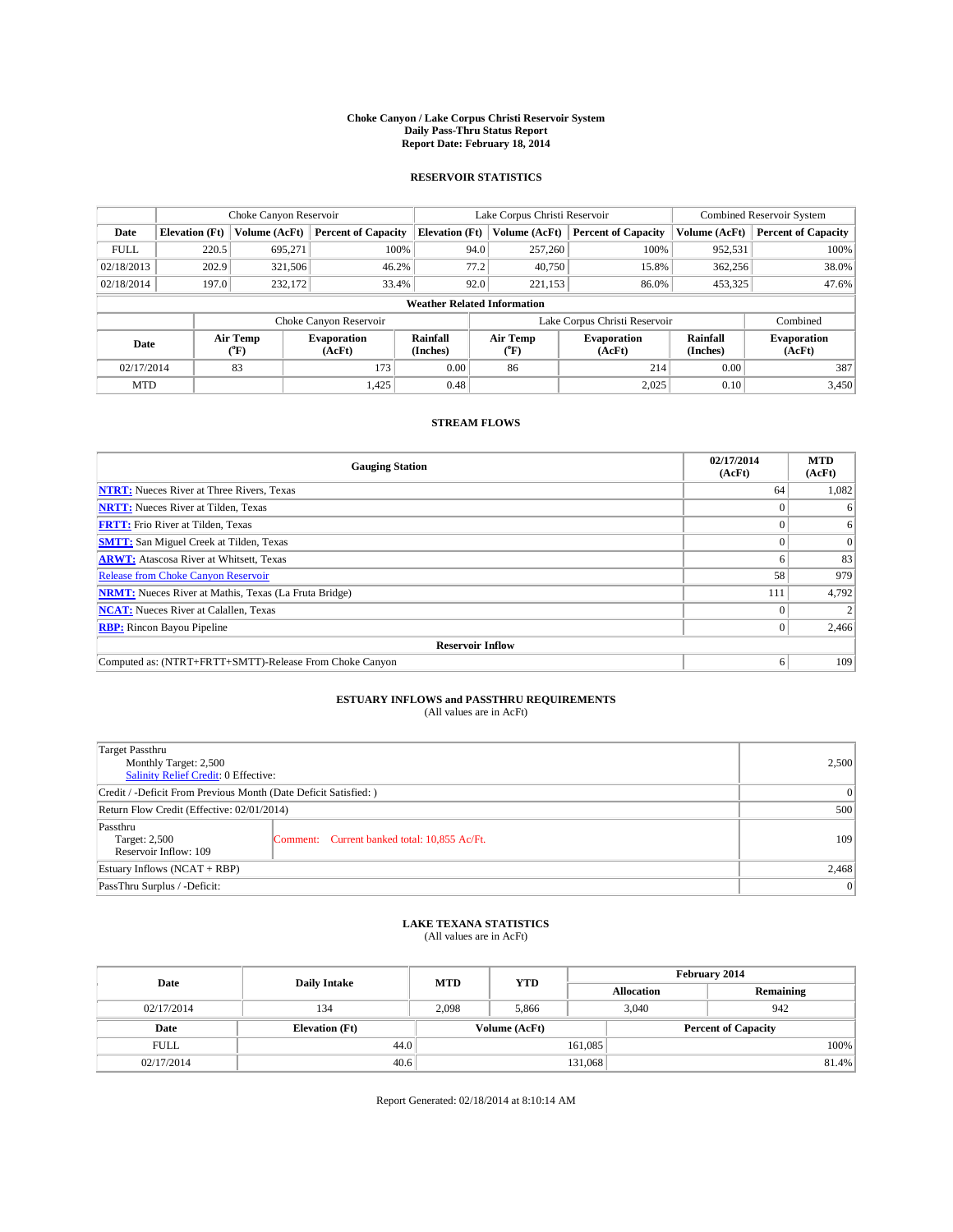# Choke Canyon / Lake Corpus Christi Reservoir System
## Daily Pass-Thru Status Report
## Report Date: February 18, 2014

### RESERVOIR STATISTICS

| | Choke Canyon Reservoir | | | Lake Corpus Christi Reservoir | | | Combined Reservoir System | |
|---|---|---|---|---|---|---|---|---|
| Date | Elevation (Ft) | Volume (AcFt) | Percent of Capacity | Elevation (Ft) | Volume (AcFt) | Percent of Capacity | Volume (AcFt) | Percent of Capacity |
| FULL | 220.5 | 695,271 | 100% | 94.0 | 257,260 | 100% | 952,531 | 100% |
| 02/18/2013 | 202.9 | 321,506 | 46.2% | 77.2 | 40,750 | 15.8% | 362,256 | 38.0% |
| 02/18/2014 | 197.0 | 232,172 | 33.4% | 92.0 | 221,153 | 86.0% | 453,325 | 47.6% |

**Weather Related Information**

| | Choke Canyon Reservoir | | | Lake Corpus Christi Reservoir | | | Combined |
|---|---|---|---|---|---|---|---|
| Date | Air Temp (°F) | Evaporation (AcFt) | Rainfall (Inches) | Air Temp (°F) | Evaporation (AcFt) | Rainfall (Inches) | Evaporation (AcFt) |
| 02/17/2014 | 83 | 173 | 0.00 | 86 | 214 | 0.00 | 387 |
| MTD | | 1,425 | 0.48 | | 2,025 | 0.10 | 3,450 |

### STREAM FLOWS

| Gauging Station | 02/17/2014 (AcFt) | MTD (AcFt) |
|---|---|---|
| NTRT: Nueces River at Three Rivers, Texas | 64 | 1,082 |
| NRTT: Nueces River at Tilden, Texas | 0 | 6 |
| FRTT: Frio River at Tilden, Texas | 0 | 6 |
| SMTT: San Miguel Creek at Tilden, Texas | 0 | 0 |
| ARWT: Atascosa River at Whitsett, Texas | 6 | 83 |
| Release from Choke Canyon Reservoir | 58 | 979 |
| NRMT: Nueces River at Mathis, Texas (La Fruta Bridge) | 111 | 4,792 |
| NCAT: Nueces River at Calallen, Texas | 0 | 2 |
| RBP: Rincon Bayou Pipeline | 0 | 2,466 |
| **Reservoir Inflow** | | |
| Computed as: (NTRT+FRTT+SMTT)-Release From Choke Canyon | 6 | 109 |

### ESTUARY INFLOWS and PASSTHRU REQUIREMENTS
(All values are in AcFt)

| | | |
|---|---|---|
| Target Passthru<br>Monthly Target: 2,500<br>Salinity Relief Credit: 0 Effective: | | 2,500 |
| Credit / -Deficit From Previous Month (Date Deficit Satisfied: ) | | 0 |
| Return Flow Credit (Effective: 02/01/2014) | | 500 |
| Passthru<br>Target: 2,500<br>Reservoir Inflow: 109 | Comment: Current banked total: 10,855 Ac/Ft. | 109 |
| Estuary Inflows (NCAT + RBP) | | 2,468 |
| PassThru Surplus / -Deficit: | | 0 |

### LAKE TEXANA STATISTICS
(All values are in AcFt)

| Date | Daily Intake | MTD | YTD | February 2014 Allocation | February 2014 Remaining |
|---|---|---|---|---|---|
| 02/17/2014 | 134 | 2,098 | 5,866 | 3,040 | 942 |

| Date | Elevation (Ft) | Volume (AcFt) | Percent of Capacity |
|---|---|---|---|
| FULL | 44.0 | 161,085 | 100% |
| 02/17/2014 | 40.6 | 131,068 | 81.4% |

Report Generated: 02/18/2014 at 8:10:14 AM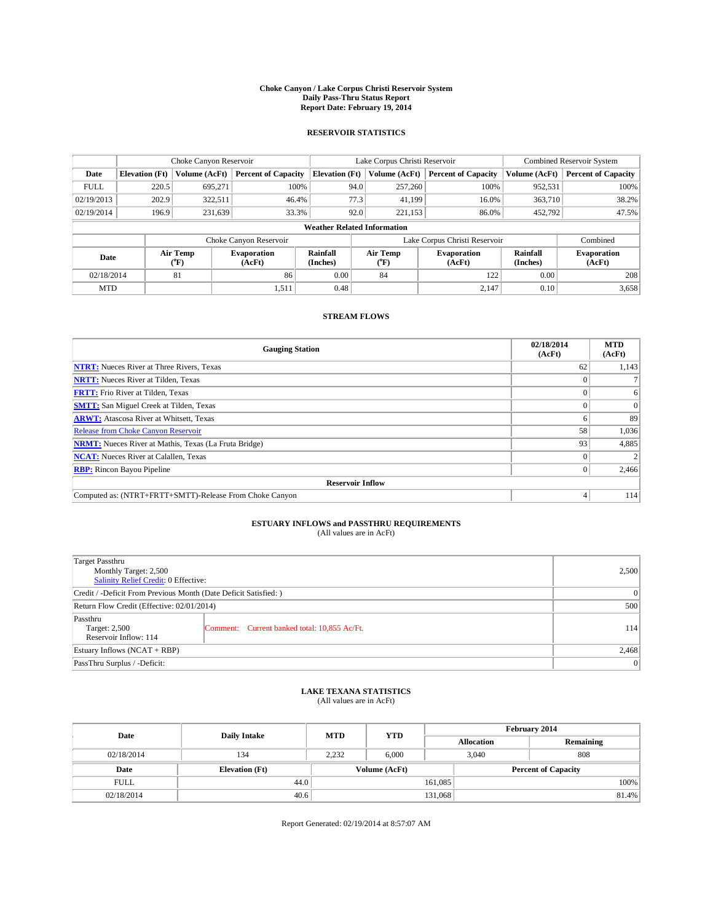# Choke Canyon / Lake Corpus Christi Reservoir System
## Daily Pass-Thru Status Report
### Report Date: February 19, 2014

## RESERVOIR STATISTICS

| | Choke Canyon Reservoir | | | Lake Corpus Christi Reservoir | | | Combined Reservoir System | |
|---|---|---|---|---|---|---|---|---|
| Date | Elevation (Ft) | Volume (AcFt) | Percent of Capacity | Elevation (Ft) | Volume (AcFt) | Percent of Capacity | Volume (AcFt) | Percent of Capacity |
| FULL | 220.5 | 695,271 | 100% | 94.0 | 257,260 | 100% | 952,531 | 100% |
| 02/19/2013 | 202.9 | 322,511 | 46.4% | 77.3 | 41,199 | 16.0% | 363,710 | 38.2% |
| 02/19/2014 | 196.9 | 231,639 | 33.3% | 92.0 | 221,153 | 86.0% | 452,792 | 47.5% |

**Weather Related Information**

| | Choke Canyon Reservoir | | | Lake Corpus Christi Reservoir | | | Combined |
|---|---|---|---|---|---|---|---|
| Date | Air Temp (°F) | Evaporation (AcFt) | Rainfall (Inches) | Air Temp (°F) | Evaporation (AcFt) | Rainfall (Inches) | Evaporation (AcFt) |
| 02/18/2014 | 81 | 86 | 0.00 | 84 | 122 | 0.00 | 208 |
| MTD | | 1,511 | 0.48 | | 2,147 | 0.10 | 3,658 |

## STREAM FLOWS

| Gauging Station | 02/18/2014 (AcFt) | MTD (AcFt) |
|---|---|---|
| **NTRT:** Nueces River at Three Rivers, Texas | 62 | 1,143 |
| **NRTT:** Nueces River at Tilden, Texas | 0 | 7 |
| **FRTT:** Frio River at Tilden, Texas | 0 | 6 |
| **SMTT:** San Miguel Creek at Tilden, Texas | 0 | 0 |
| **ARWT:** Atascosa River at Whitsett, Texas | 6 | 89 |
| Release from Choke Canyon Reservoir | 58 | 1,036 |
| **NRMT:** Nueces River at Mathis, Texas (La Fruta Bridge) | 93 | 4,885 |
| **NCAT:** Nueces River at Calallen, Texas | 0 | 2 |
| **RBP:** Rincon Bayou Pipeline | 0 | 2,466 |
| **Reservoir Inflow** | | |
| Computed as: (NTRT+FRTT+SMTT)-Release From Choke Canyon | 4 | 114 |

## ESTUARY INFLOWS and PASSTHRU REQUIREMENTS
(All values are in AcFt)

| | | |
|---|---|---|
| Target Passthru<br>Monthly Target: 2,500<br>Salinity Relief Credit: 0 Effective: | | 2,500 |
| Credit / -Deficit From Previous Month (Date Deficit Satisfied: ) | | 0 |
| Return Flow Credit (Effective: 02/01/2014) | | 500 |
| Passthru<br>Target: 2,500<br>Reservoir Inflow: 114 | Comment: Current banked total: 10,855 Ac/Ft. | 114 |
| Estuary Inflows (NCAT + RBP) | | 2,468 |
| PassThru Surplus / -Deficit: | | 0 |

## LAKE TEXANA STATISTICS
(All values are in AcFt)

| Date | Daily Intake | MTD | YTD | February 2014 Allocation | February 2014 Remaining |
|---|---|---|---|---|---|
| 02/18/2014 | 134 | 2,232 | 6,000 | 3,040 | 808 |

| Date | Elevation (Ft) | Volume (AcFt) | Percent of Capacity |
|---|---|---|---|
| FULL | 44.0 | 161,085 | 100% |
| 02/18/2014 | 40.6 | 131,068 | 81.4% |

Report Generated: 02/19/2014 at 8:57:07 AM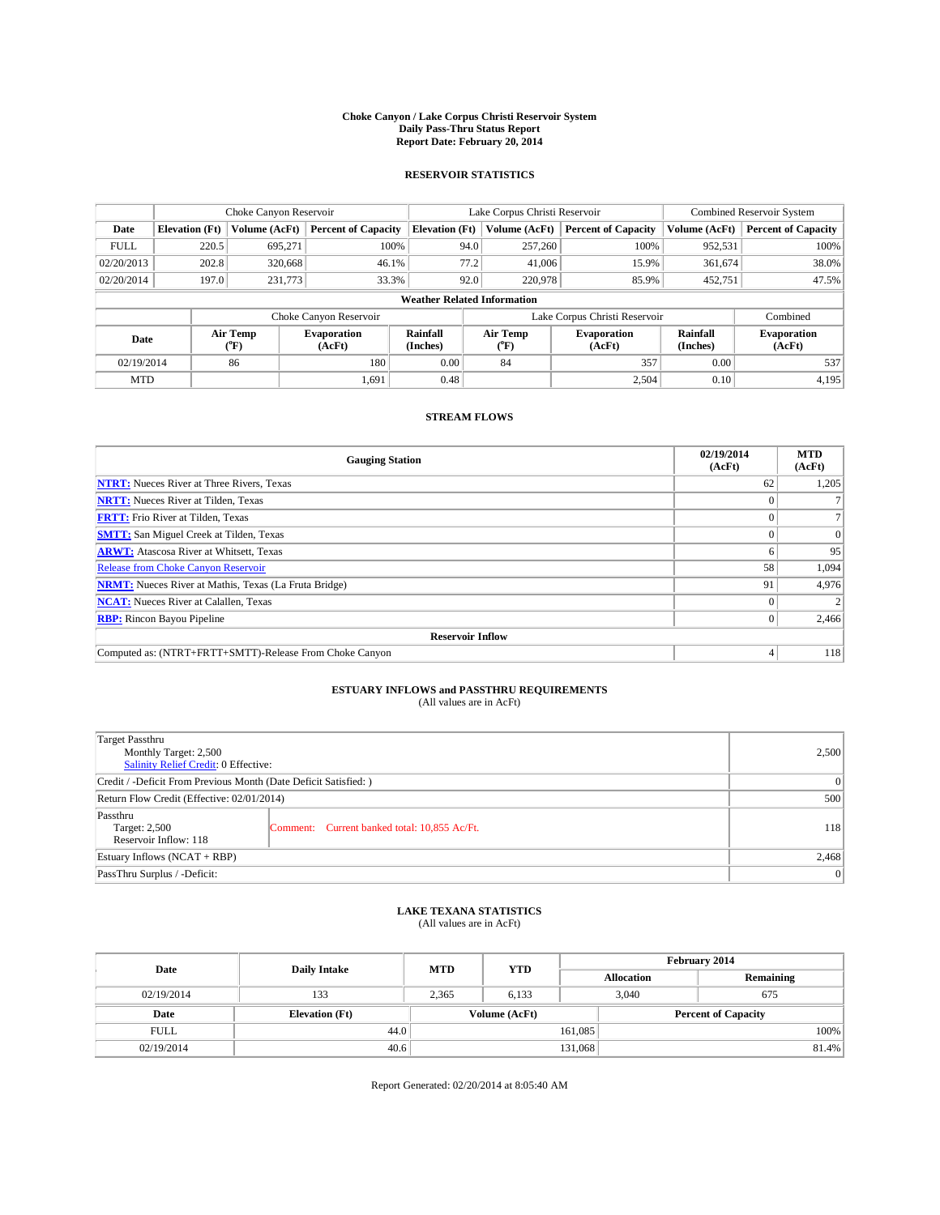# Choke Canyon / Lake Corpus Christi Reservoir System
## Daily Pass-Thru Status Report
## Report Date: February 20, 2014

### RESERVOIR STATISTICS

| | Choke Canyon Reservoir | | | Lake Corpus Christi Reservoir | | | Combined Reservoir System | |
|---|---|---|---|---|---|---|---|---|
| Date | Elevation (Ft) | Volume (AcFt) | Percent of Capacity | Elevation (Ft) | Volume (AcFt) | Percent of Capacity | Volume (AcFt) | Percent of Capacity |
| FULL | 220.5 | 695,271 | 100% | 94.0 | 257,260 | 100% | 952,531 | 100% |
| 02/20/2013 | 202.8 | 320,668 | 46.1% | 77.2 | 41,006 | 15.9% | 361,674 | 38.0% |
| 02/20/2014 | 197.0 | 231,773 | 33.3% | 92.0 | 220,978 | 85.9% | 452,751 | 47.5% |

**Weather Related Information**

| | Choke Canyon Reservoir | | | Lake Corpus Christi Reservoir | | | Combined |
|---|---|---|---|---|---|---|---|
| Date | Air Temp (°F) | Evaporation (AcFt) | Rainfall (Inches) | Air Temp (°F) | Evaporation (AcFt) | Rainfall (Inches) | Evaporation (AcFt) |
| 02/19/2014 | 86 | 180 | 0.00 | 84 | 357 | 0.00 | 537 |
| MTD | | 1,691 | 0.48 | | 2,504 | 0.10 | 4,195 |

### STREAM FLOWS

| Gauging Station | 02/19/2014 (AcFt) | MTD (AcFt) |
|---|---|---|
| **NTRT:** Nueces River at Three Rivers, Texas | 62 | 1,205 |
| **NRTT:** Nueces River at Tilden, Texas | 0 | 7 |
| **FRTT:** Frio River at Tilden, Texas | 0 | 7 |
| **SMTT:** San Miguel Creek at Tilden, Texas | 0 | 0 |
| **ARWT:** Atascosa River at Whitsett, Texas | 6 | 95 |
| Release from Choke Canyon Reservoir | 58 | 1,094 |
| **NRMT:** Nueces River at Mathis, Texas (La Fruta Bridge) | 91 | 4,976 |
| **NCAT:** Nueces River at Calallen, Texas | 0 | 2 |
| **RBP:** Rincon Bayou Pipeline | 0 | 2,466 |
| **Reservoir Inflow** | | |
| Computed as: (NTRT+FRTT+SMTT)-Release From Choke Canyon | 4 | 118 |

### ESTUARY INFLOWS and PASSTHRU REQUIREMENTS
(All values are in AcFt)

| | | |
|---|---|---|
| Target Passthru<br>Monthly Target: 2,500<br>Salinity Relief Credit: 0 Effective: | | 2,500 |
| Credit / -Deficit From Previous Month (Date Deficit Satisfied: ) | | 0 |
| Return Flow Credit (Effective: 02/01/2014) | | 500 |
| Passthru<br>Target: 2,500<br>Reservoir Inflow: 118 | Comment: Current banked total: 10,855 Ac/Ft. | 118 |
| Estuary Inflows (NCAT + RBP) | | 2,468 |
| PassThru Surplus / -Deficit: | | 0 |

### LAKE TEXANA STATISTICS
(All values are in AcFt)

| Date | Daily Intake | MTD | YTD | February 2014 Allocation | February 2014 Remaining |
|---|---|---|---|---|---|
| 02/19/2014 | 133 | 2,365 | 6,133 | 3,040 | 675 |

| Date | Elevation (Ft) | Volume (AcFt) | Percent of Capacity |
|---|---|---|---|
| FULL | 44.0 | 161,085 | 100% |
| 02/19/2014 | 40.6 | 131,068 | 81.4% |

Report Generated: 02/20/2014 at 8:05:40 AM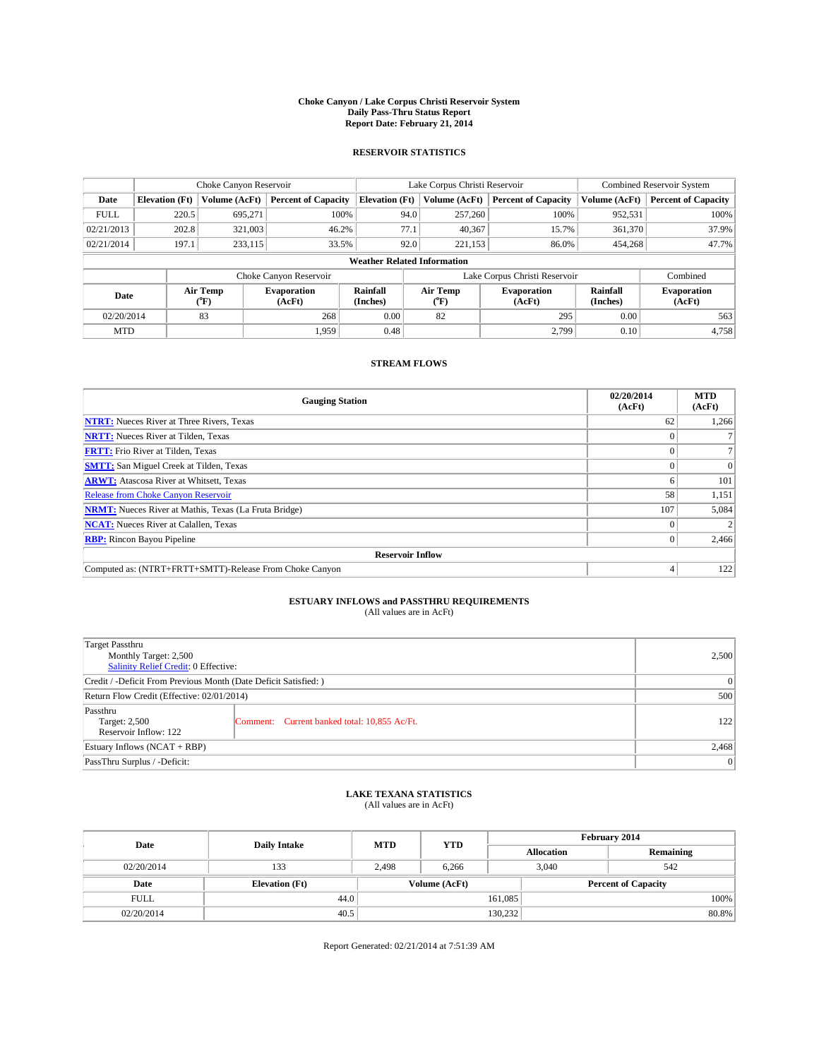# Choke Canyon / Lake Corpus Christi Reservoir System
## Daily Pass-Thru Status Report
### Report Date: February 21, 2014

## RESERVOIR STATISTICS

| | Choke Canyon Reservoir | | | Lake Corpus Christi Reservoir | | | Combined Reservoir System | |
|---|---|---|---|---|---|---|---|---|
| Date | Elevation (Ft) | Volume (AcFt) | Percent of Capacity | Elevation (Ft) | Volume (AcFt) | Percent of Capacity | Volume (AcFt) | Percent of Capacity |
| FULL | 220.5 | 695,271 | 100% | 94.0 | 257,260 | 100% | 952,531 | 100% |
| 02/21/2013 | 202.8 | 321,003 | 46.2% | 77.1 | 40,367 | 15.7% | 361,370 | 37.9% |
| 02/21/2014 | 197.1 | 233,115 | 33.5% | 92.0 | 221,153 | 86.0% | 454,268 | 47.7% |

**Weather Related Information**

| | Choke Canyon Reservoir | | | Lake Corpus Christi Reservoir | | | Combined |
|---|---|---|---|---|---|---|---|
| Date | Air Temp (°F) | Evaporation (AcFt) | Rainfall (Inches) | Air Temp (°F) | Evaporation (AcFt) | Rainfall (Inches) | Evaporation (AcFt) |
| 02/20/2014 | 83 | 268 | 0.00 | 82 | 295 | 0.00 | 563 |
| MTD | | 1,959 | 0.48 | | 2,799 | 0.10 | 4,758 |

## STREAM FLOWS

| Gauging Station | 02/20/2014 (AcFt) | MTD (AcFt) |
|---|---|---|
| NTRT: Nueces River at Three Rivers, Texas | 62 | 1,266 |
| NRTT: Nueces River at Tilden, Texas | 0 | 7 |
| FRTT: Frio River at Tilden, Texas | 0 | 7 |
| SMTT: San Miguel Creek at Tilden, Texas | 0 | 0 |
| ARWT: Atascosa River at Whitsett, Texas | 6 | 101 |
| Release from Choke Canyon Reservoir | 58 | 1,151 |
| NRMT: Nueces River at Mathis, Texas (La Fruta Bridge) | 107 | 5,084 |
| NCAT: Nueces River at Calallen, Texas | 0 | 2 |
| RBP: Rincon Bayou Pipeline | 0 | 2,466 |
| **Reservoir Inflow** | | |
| Computed as: (NTRT+FRTT+SMTT)-Release From Choke Canyon | 4 | 122 |

## ESTUARY INFLOWS and PASSTHRU REQUIREMENTS
(All values are in AcFt)

| | | |
|---|---|---|
| Target Passthru<br>Monthly Target: 2,500<br>Salinity Relief Credit: 0 Effective: | | 2,500 |
| Credit / -Deficit From Previous Month (Date Deficit Satisfied: ) | | 0 |
| Return Flow Credit (Effective: 02/01/2014) | | 500 |
| Passthru<br>Target: 2,500<br>Reservoir Inflow: 122 | Comment: Current banked total: 10,855 Ac/Ft. | 122 |
| Estuary Inflows (NCAT + RBP) | | 2,468 |
| PassThru Surplus / -Deficit: | | 0 |

## LAKE TEXANA STATISTICS
(All values are in AcFt)

| Date | Daily Intake | MTD | YTD | February 2014 Allocation | February 2014 Remaining |
|---|---|---|---|---|---|
| 02/20/2014 | 133 | 2,498 | 6,266 | 3,040 | 542 |

| Date | Elevation (Ft) | Volume (AcFt) | Percent of Capacity |
|---|---|---|---|
| FULL | 44.0 | 161,085 | 100% |
| 02/20/2014 | 40.5 | 130,232 | 80.8% |

Report Generated: 02/21/2014 at 7:51:39 AM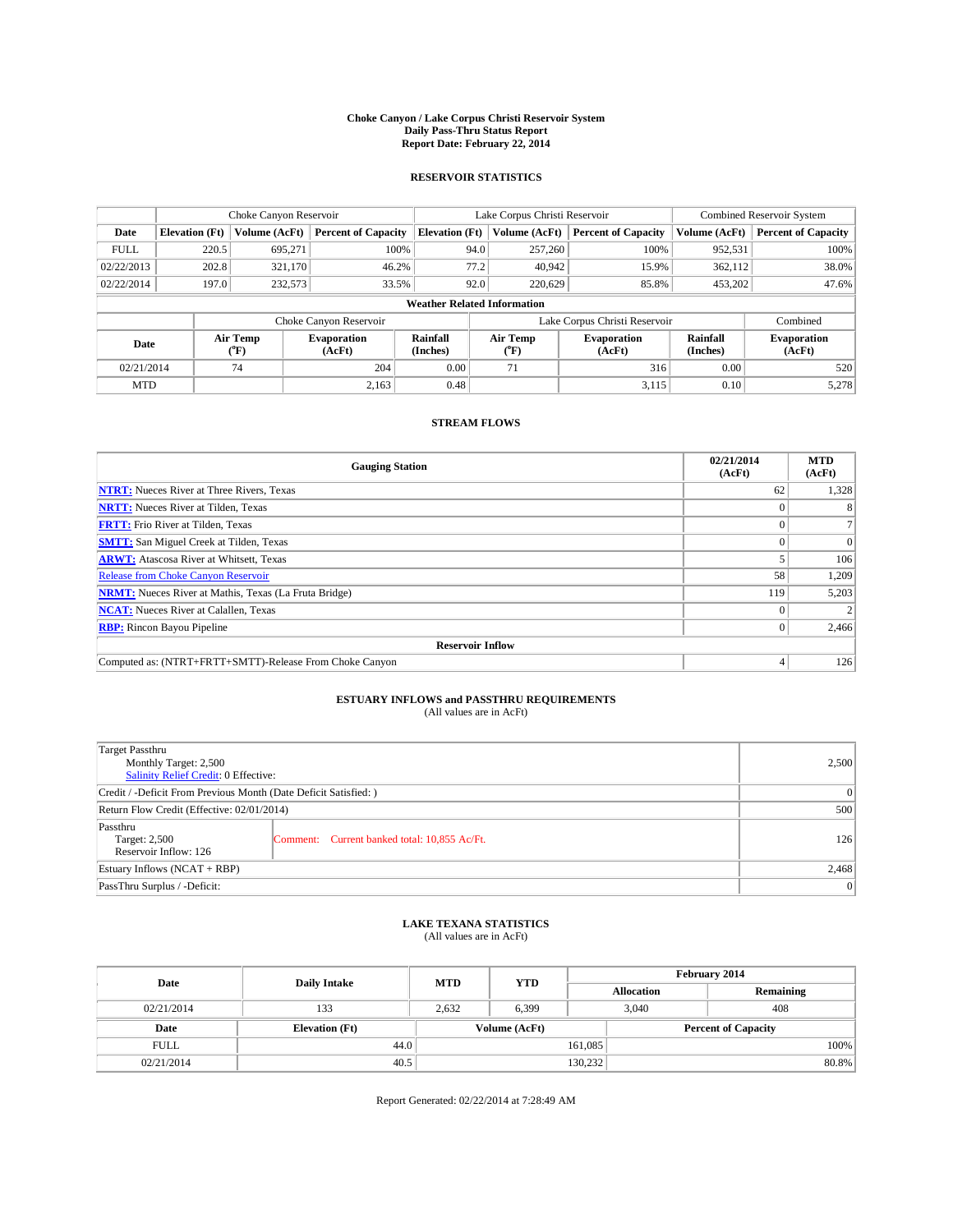**Choke Canyon / Lake Corpus Christi Reservoir System**
**Daily Pass-Thru Status Report**
**Report Date: February 22, 2014**

## RESERVOIR STATISTICS

| | Choke Canyon Reservoir | | | Lake Corpus Christi Reservoir | | | Combined Reservoir System | |
|---|---|---|---|---|---|---|---|---|
| Date | Elevation (Ft) | Volume (AcFt) | Percent of Capacity | Elevation (Ft) | Volume (AcFt) | Percent of Capacity | Volume (AcFt) | Percent of Capacity |
| FULL | 220.5 | 695,271 | 100% | 94.0 | 257,260 | 100% | 952,531 | 100% |
| 02/22/2013 | 202.8 | 321,170 | 46.2% | 77.2 | 40,942 | 15.9% | 362,112 | 38.0% |
| 02/22/2014 | 197.0 | 232,573 | 33.5% | 92.0 | 220,629 | 85.8% | 453,202 | 47.6% |

**Weather Related Information**

| | Choke Canyon Reservoir | | | Lake Corpus Christi Reservoir | | | Combined |
|---|---|---|---|---|---|---|---|
| Date | Air Temp (°F) | Evaporation (AcFt) | Rainfall (Inches) | Air Temp (°F) | Evaporation (AcFt) | Rainfall (Inches) | Evaporation (AcFt) |
| 02/21/2014 | 74 | 204 | 0.00 | 71 | 316 | 0.00 | 520 |
| MTD | | 2,163 | 0.48 | | 3,115 | 0.10 | 5,278 |

## STREAM FLOWS

| Gauging Station | 02/21/2014 (AcFt) | MTD (AcFt) |
|---|---|---|
| **NTRT:** Nueces River at Three Rivers, Texas | 62 | 1,328 |
| **NRTT:** Nueces River at Tilden, Texas | 0 | 8 |
| **FRTT:** Frio River at Tilden, Texas | 0 | 7 |
| **SMTT:** San Miguel Creek at Tilden, Texas | 0 | 0 |
| **ARWT:** Atascosa River at Whitsett, Texas | 5 | 106 |
| Release from Choke Canyon Reservoir | 58 | 1,209 |
| **NRMT:** Nueces River at Mathis, Texas (La Fruta Bridge) | 119 | 5,203 |
| **NCAT:** Nueces River at Calallen, Texas | 0 | 2 |
| **RBP:** Rincon Bayou Pipeline | 0 | 2,466 |
| **Reservoir Inflow** | | |
| Computed as: (NTRT+FRTT+SMTT)-Release From Choke Canyon | 4 | 126 |

## ESTUARY INFLOWS and PASSTHRU REQUIREMENTS
(All values are in AcFt)

| | | |
|---|---|---|
| Target Passthru<br>Monthly Target: 2,500<br>Salinity Relief Credit: 0 Effective: | | 2,500 |
| Credit / -Deficit From Previous Month (Date Deficit Satisfied: ) | | 0 |
| Return Flow Credit (Effective: 02/01/2014) | | 500 |
| Passthru<br>Target: 2,500<br>Reservoir Inflow: 126 | Comment: Current banked total: 10,855 Ac/Ft. | 126 |
| Estuary Inflows (NCAT + RBP) | | 2,468 |
| PassThru Surplus / -Deficit: | | 0 |

## LAKE TEXANA STATISTICS
(All values are in AcFt)

| Date | Daily Intake | MTD | YTD | February 2014 Allocation | February 2014 Remaining |
|---|---|---|---|---|---|
| 02/21/2014 | 133 | 2,632 | 6,399 | 3,040 | 408 |

| Date | Elevation (Ft) | Volume (AcFt) | Percent of Capacity |
|---|---|---|---|
| FULL | 44.0 | 161,085 | 100% |
| 02/21/2014 | 40.5 | 130,232 | 80.8% |

Report Generated: 02/22/2014 at 7:28:49 AM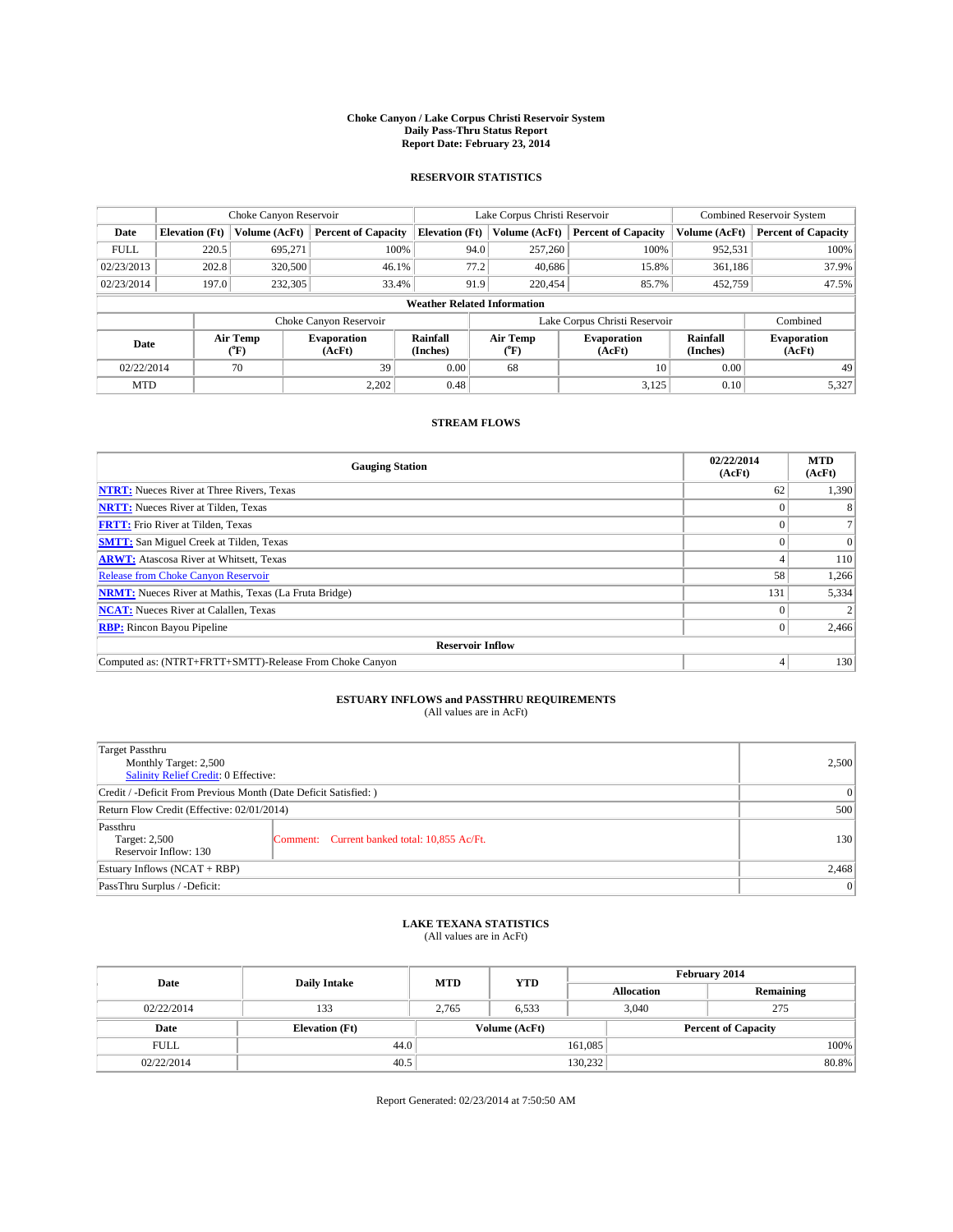**Choke Canyon / Lake Corpus Christi Reservoir System**
**Daily Pass-Thru Status Report**
**Report Date: February 23, 2014**

## RESERVOIR STATISTICS

| | Choke Canyon Reservoir | | | Lake Corpus Christi Reservoir | | | Combined Reservoir System | |
|---|---|---|---|---|---|---|---|---|
| Date | Elevation (Ft) | Volume (AcFt) | Percent of Capacity | Elevation (Ft) | Volume (AcFt) | Percent of Capacity | Volume (AcFt) | Percent of Capacity |
| FULL | 220.5 | 695,271 | 100% | 94.0 | 257,260 | 100% | 952,531 | 100% |
| 02/23/2013 | 202.8 | 320,500 | 46.1% | 77.2 | 40,686 | 15.8% | 361,186 | 37.9% |
| 02/23/2014 | 197.0 | 232,305 | 33.4% | 91.9 | 220,454 | 85.7% | 452,759 | 47.5% |

**Weather Related Information**

| | Choke Canyon Reservoir | | | Lake Corpus Christi Reservoir | | | Combined |
|---|---|---|---|---|---|---|---|
| Date | Air Temp (°F) | Evaporation (AcFt) | Rainfall (Inches) | Air Temp (°F) | Evaporation (AcFt) | Rainfall (Inches) | Evaporation (AcFt) |
| 02/22/2014 | 70 | 39 | 0.00 | 68 | 10 | 0.00 | 49 |
| MTD | | 2,202 | 0.48 | | 3,125 | 0.10 | 5,327 |

## STREAM FLOWS

| Gauging Station | 02/22/2014 (AcFt) | MTD (AcFt) |
|---|---|---|
| **NTRT:** Nueces River at Three Rivers, Texas | 62 | 1,390 |
| **NRTT:** Nueces River at Tilden, Texas | 0 | 8 |
| **FRTT:** Frio River at Tilden, Texas | 0 | 7 |
| **SMTT:** San Miguel Creek at Tilden, Texas | 0 | 0 |
| **ARWT:** Atascosa River at Whitsett, Texas | 4 | 110 |
| Release from Choke Canyon Reservoir | 58 | 1,266 |
| **NRMT:** Nueces River at Mathis, Texas (La Fruta Bridge) | 131 | 5,334 |
| **NCAT:** Nueces River at Calallen, Texas | 0 | 2 |
| **RBP:** Rincon Bayou Pipeline | 0 | 2,466 |
| **Reservoir Inflow** | | |
| Computed as: (NTRT+FRTT+SMTT)-Release From Choke Canyon | 4 | 130 |

## ESTUARY INFLOWS and PASSTHRU REQUIREMENTS

(All values are in AcFt)

| | |
|---|---|
| Target Passthru<br>Monthly Target: 2,500<br>Salinity Relief Credit: 0 Effective: | 2,500 |
| Credit / -Deficit From Previous Month (Date Deficit Satisfied: ) | 0 |
| Return Flow Credit (Effective: 02/01/2014) | 500 |
| Passthru<br>Target: 2,500<br>Reservoir Inflow: 130 — Comment: Current banked total: 10,855 Ac/Ft. | 130 |
| Estuary Inflows (NCAT + RBP) | 2,468 |
| PassThru Surplus / -Deficit: | 0 |

## LAKE TEXANA STATISTICS

(All values are in AcFt)

| Date | Daily Intake | MTD | YTD | February 2014 Allocation | February 2014 Remaining |
|---|---|---|---|---|---|
| 02/22/2014 | 133 | 2,765 | 6,533 | 3,040 | 275 |

| Date | Elevation (Ft) | Volume (AcFt) | Percent of Capacity |
|---|---|---|---|
| FULL | 44.0 | 161,085 | 100% |
| 02/22/2014 | 40.5 | 130,232 | 80.8% |

Report Generated: 02/23/2014 at 7:50:50 AM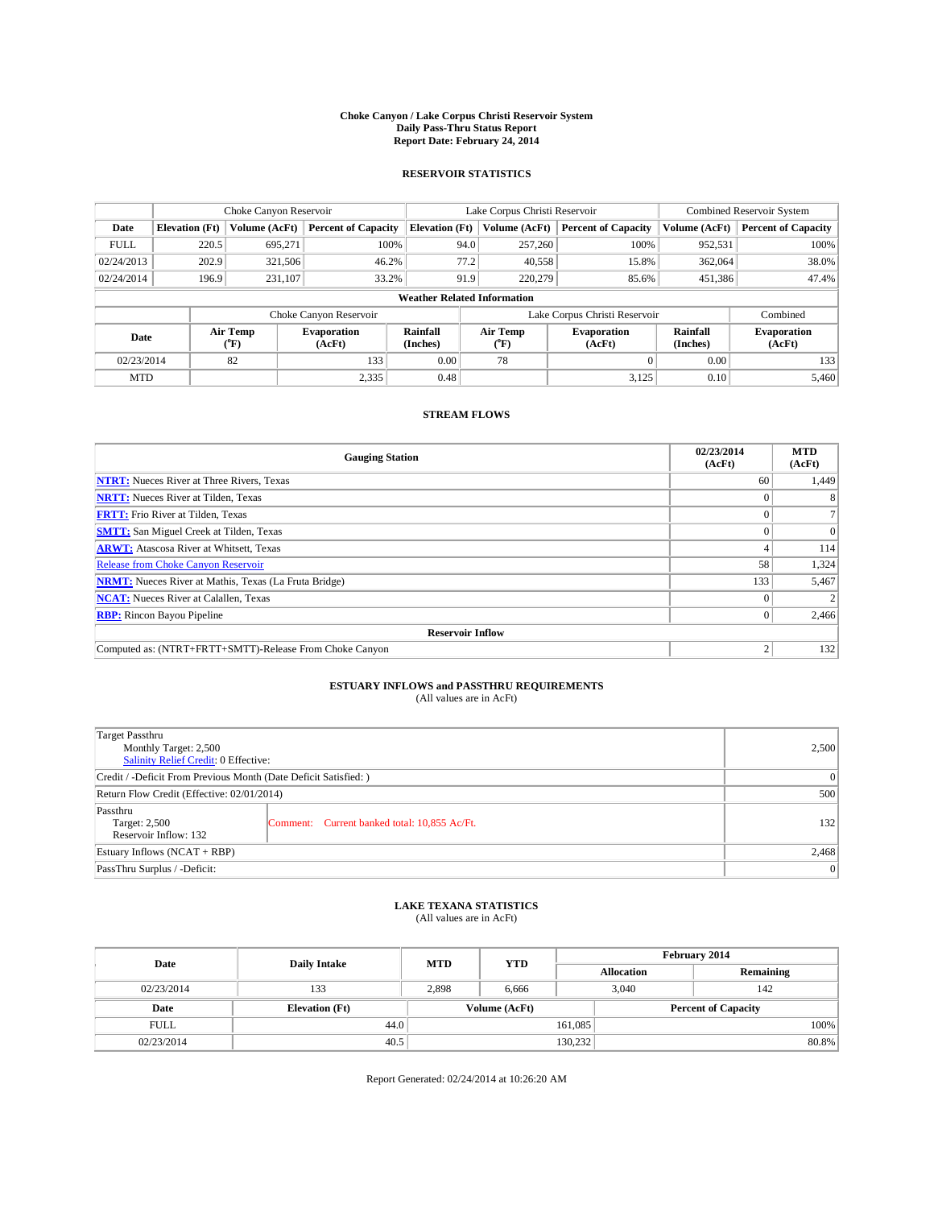# Choke Canyon / Lake Corpus Christi Reservoir System
## Daily Pass-Thru Status Report
### Report Date: February 24, 2014

## RESERVOIR STATISTICS

| | Choke Canyon Reservoir | | | Lake Corpus Christi Reservoir | | | Combined Reservoir System | |
|---|---|---|---|---|---|---|---|---|
| Date | Elevation (Ft) | Volume (AcFt) | Percent of Capacity | Elevation (Ft) | Volume (AcFt) | Percent of Capacity | Volume (AcFt) | Percent of Capacity |
| FULL | 220.5 | 695,271 | 100% | 94.0 | 257,260 | 100% | 952,531 | 100% |
| 02/24/2013 | 202.9 | 321,506 | 46.2% | 77.2 | 40,558 | 15.8% | 362,064 | 38.0% |
| 02/24/2014 | 196.9 | 231,107 | 33.2% | 91.9 | 220,279 | 85.6% | 451,386 | 47.4% |

**Weather Related Information**

| | Choke Canyon Reservoir | | | Lake Corpus Christi Reservoir | | | Combined |
|---|---|---|---|---|---|---|---|
| Date | Air Temp (°F) | Evaporation (AcFt) | Rainfall (Inches) | Air Temp (°F) | Evaporation (AcFt) | Rainfall (Inches) | Evaporation (AcFt) |
| 02/23/2014 | 82 | 133 | 0.00 | 78 | 0 | 0.00 | 133 |
| MTD | | 2,335 | 0.48 | | 3,125 | 0.10 | 5,460 |

## STREAM FLOWS

| Gauging Station | 02/23/2014 (AcFt) | MTD (AcFt) |
|---|---|---|
| **NTRT:** Nueces River at Three Rivers, Texas | 60 | 1,449 |
| **NRTT:** Nueces River at Tilden, Texas | 0 | 8 |
| **FRTT:** Frio River at Tilden, Texas | 0 | 7 |
| **SMTT:** San Miguel Creek at Tilden, Texas | 0 | 0 |
| **ARWT:** Atascosa River at Whitsett, Texas | 4 | 114 |
| Release from Choke Canyon Reservoir | 58 | 1,324 |
| **NRMT:** Nueces River at Mathis, Texas (La Fruta Bridge) | 133 | 5,467 |
| **NCAT:** Nueces River at Calallen, Texas | 0 | 2 |
| **RBP:** Rincon Bayou Pipeline | 0 | 2,466 |
| **Reservoir Inflow** | | |
| Computed as: (NTRT+FRTT+SMTT)-Release From Choke Canyon | 2 | 132 |

## ESTUARY INFLOWS and PASSTHRU REQUIREMENTS
(All values are in AcFt)

| | | |
|---|---|---|
| Target Passthru<br>Monthly Target: 2,500<br>Salinity Relief Credit: 0 Effective: | | 2,500 |
| Credit / -Deficit From Previous Month (Date Deficit Satisfied: ) | | 0 |
| Return Flow Credit (Effective: 02/01/2014) | | 500 |
| Passthru<br>Target: 2,500<br>Reservoir Inflow: 132 | Comment: Current banked total: 10,855 Ac/Ft. | 132 |
| Estuary Inflows (NCAT + RBP) | | 2,468 |
| PassThru Surplus / -Deficit: | | 0 |

## LAKE TEXANA STATISTICS
(All values are in AcFt)

| Date | Daily Intake | MTD | YTD | February 2014 Allocation | February 2014 Remaining |
|---|---|---|---|---|---|
| 02/23/2014 | 133 | 2,898 | 6,666 | 3,040 | 142 |

| Date | Elevation (Ft) | Volume (AcFt) | Percent of Capacity |
|---|---|---|---|
| FULL | 44.0 | 161,085 | 100% |
| 02/23/2014 | 40.5 | 130,232 | 80.8% |

Report Generated: 02/24/2014 at 10:26:20 AM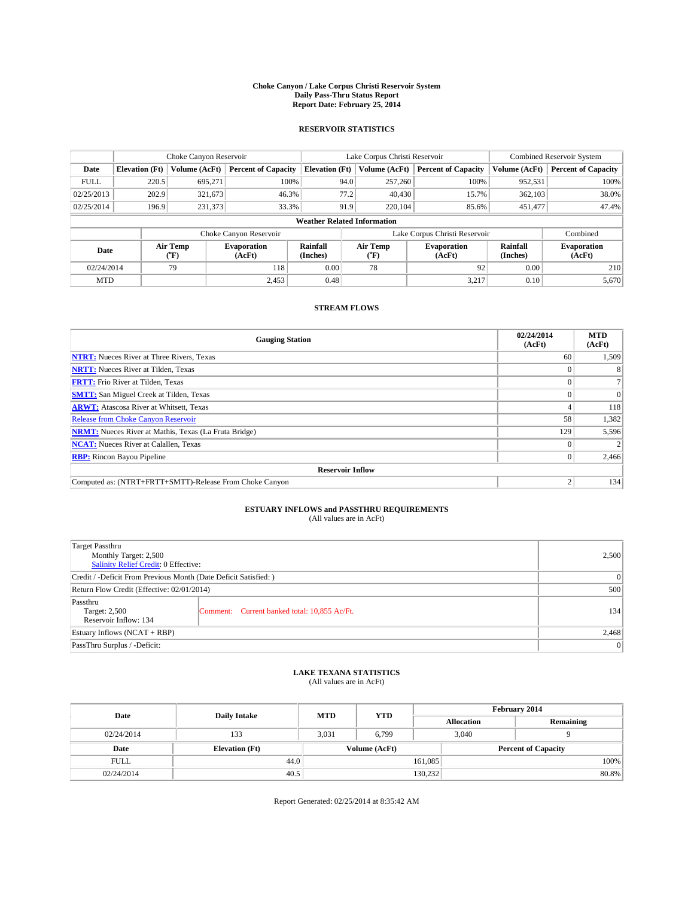**Choke Canyon / Lake Corpus Christi Reservoir System**
**Daily Pass-Thru Status Report**
**Report Date: February 25, 2014**

## RESERVOIR STATISTICS

| | Choke Canyon Reservoir | | | Lake Corpus Christi Reservoir | | | Combined Reservoir System | |
|---|---|---|---|---|---|---|---|---|
| Date | Elevation (Ft) | Volume (AcFt) | Percent of Capacity | Elevation (Ft) | Volume (AcFt) | Percent of Capacity | Volume (AcFt) | Percent of Capacity |
| FULL | 220.5 | 695,271 | 100% | 94.0 | 257,260 | 100% | 952,531 | 100% |
| 02/25/2013 | 202.9 | 321,673 | 46.3% | 77.2 | 40,430 | 15.7% | 362,103 | 38.0% |
| 02/25/2014 | 196.9 | 231,373 | 33.3% | 91.9 | 220,104 | 85.6% | 451,477 | 47.4% |

**Weather Related Information**

| | Choke Canyon Reservoir | | | Lake Corpus Christi Reservoir | | | Combined |
|---|---|---|---|---|---|---|---|
| Date | Air Temp (°F) | Evaporation (AcFt) | Rainfall (Inches) | Air Temp (°F) | Evaporation (AcFt) | Rainfall (Inches) | Evaporation (AcFt) |
| 02/24/2014 | 79 | 118 | 0.00 | 78 | 92 | 0.00 | 210 |
| MTD | | 2,453 | 0.48 | | 3,217 | 0.10 | 5,670 |

## STREAM FLOWS

| Gauging Station | 02/24/2014 (AcFt) | MTD (AcFt) |
|---|---|---|
| NTRT: Nueces River at Three Rivers, Texas | 60 | 1,509 |
| NRTT: Nueces River at Tilden, Texas | 0 | 8 |
| FRTT: Frio River at Tilden, Texas | 0 | 7 |
| SMTT: San Miguel Creek at Tilden, Texas | 0 | 0 |
| ARWT: Atascosa River at Whitsett, Texas | 4 | 118 |
| Release from Choke Canyon Reservoir | 58 | 1,382 |
| NRMT: Nueces River at Mathis, Texas (La Fruta Bridge) | 129 | 5,596 |
| NCAT: Nueces River at Calallen, Texas | 0 | 2 |
| RBP: Rincon Bayou Pipeline | 0 | 2,466 |
| **Reservoir Inflow** | | |
| Computed as: (NTRT+FRTT+SMTT)-Release From Choke Canyon | 2 | 134 |

## ESTUARY INFLOWS and PASSTHRU REQUIREMENTS

(All values are in AcFt)

| | | |
|---|---|---|
| Target Passthru<br>Monthly Target: 2,500<br>Salinity Relief Credit: 0 Effective: | | 2,500 |
| Credit / -Deficit From Previous Month (Date Deficit Satisfied: ) | | 0 |
| Return Flow Credit (Effective: 02/01/2014) | | 500 |
| Passthru<br>Target: 2,500<br>Reservoir Inflow: 134 | Comment: Current banked total: 10,855 Ac/Ft. | 134 |
| Estuary Inflows (NCAT + RBP) | | 2,468 |
| PassThru Surplus / -Deficit: | | 0 |

## LAKE TEXANA STATISTICS

(All values are in AcFt)

| Date | Daily Intake | MTD | YTD | February 2014 Allocation | February 2014 Remaining |
|---|---|---|---|---|---|
| 02/24/2014 | 133 | 3,031 | 6,799 | 3,040 | 9 |

| Date | Elevation (Ft) | Volume (AcFt) | Percent of Capacity |
|---|---|---|---|
| FULL | 44.0 | 161,085 | 100% |
| 02/24/2014 | 40.5 | 130,232 | 80.8% |

Report Generated: 02/25/2014 at 8:35:42 AM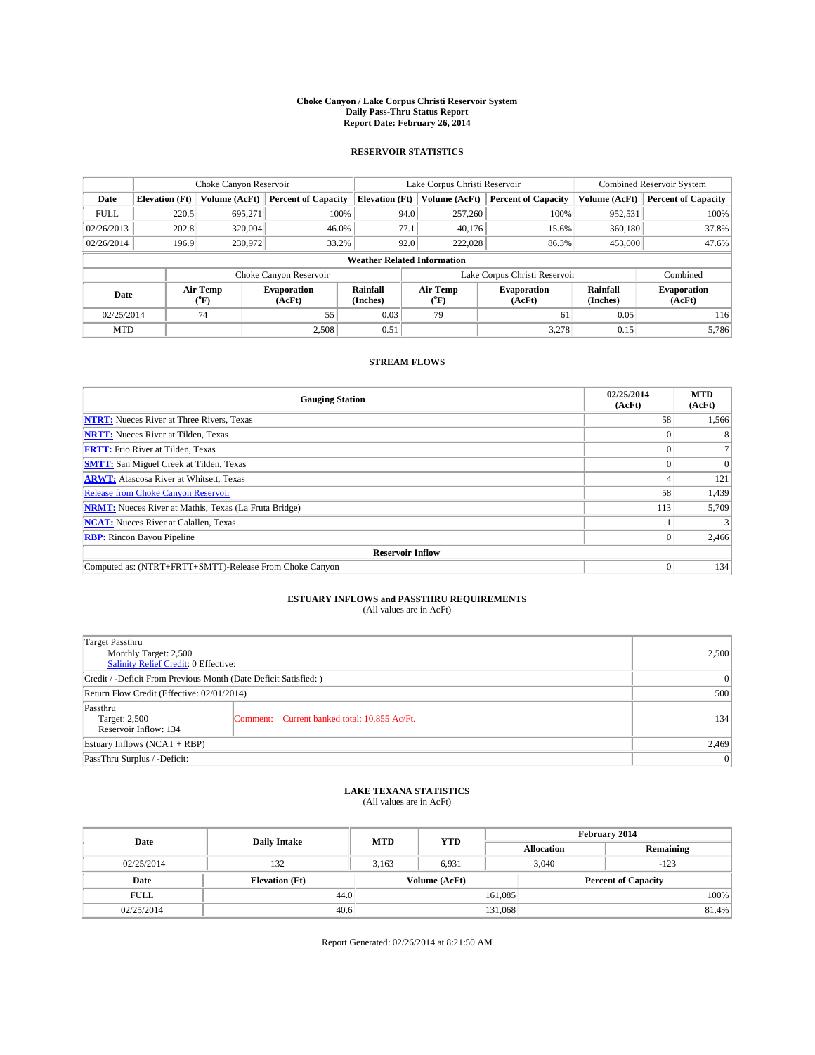# Choke Canyon / Lake Corpus Christi Reservoir System
## Daily Pass-Thru Status Report
## Report Date: February 26, 2014

### RESERVOIR STATISTICS

| | Choke Canyon Reservoir | | | Lake Corpus Christi Reservoir | | | Combined Reservoir System | |
|---|---|---|---|---|---|---|---|---|
| Date | Elevation (Ft) | Volume (AcFt) | Percent of Capacity | Elevation (Ft) | Volume (AcFt) | Percent of Capacity | Volume (AcFt) | Percent of Capacity |
| FULL | 220.5 | 695,271 | 100% | 94.0 | 257,260 | 100% | 952,531 | 100% |
| 02/26/2013 | 202.8 | 320,004 | 46.0% | 77.1 | 40,176 | 15.6% | 360,180 | 37.8% |
| 02/26/2014 | 196.9 | 230,972 | 33.2% | 92.0 | 222,028 | 86.3% | 453,000 | 47.6% |

**Weather Related Information**

| | Choke Canyon Reservoir | | | Lake Corpus Christi Reservoir | | | Combined |
|---|---|---|---|---|---|---|---|
| Date | Air Temp (°F) | Evaporation (AcFt) | Rainfall (Inches) | Air Temp (°F) | Evaporation (AcFt) | Rainfall (Inches) | Evaporation (AcFt) |
| 02/25/2014 | 74 | 55 | 0.03 | 79 | 61 | 0.05 | 116 |
| MTD | | 2,508 | 0.51 | | 3,278 | 0.15 | 5,786 |

### STREAM FLOWS

| Gauging Station | 02/25/2014 (AcFt) | MTD (AcFt) |
|---|---|---|
| NTRT: Nueces River at Three Rivers, Texas | 58 | 1,566 |
| NRTT: Nueces River at Tilden, Texas | 0 | 8 |
| FRTT: Frio River at Tilden, Texas | 0 | 7 |
| SMTT: San Miguel Creek at Tilden, Texas | 0 | 0 |
| ARWT: Atascosa River at Whitsett, Texas | 4 | 121 |
| Release from Choke Canyon Reservoir | 58 | 1,439 |
| NRMT: Nueces River at Mathis, Texas (La Fruta Bridge) | 113 | 5,709 |
| NCAT: Nueces River at Calallen, Texas | 1 | 3 |
| RBP: Rincon Bayou Pipeline | 0 | 2,466 |
| **Reservoir Inflow** | | |
| Computed as: (NTRT+FRTT+SMTT)-Release From Choke Canyon | 0 | 134 |

### ESTUARY INFLOWS and PASSTHRU REQUIREMENTS
(All values are in AcFt)

| | | |
|---|---|---|
| Target Passthru<br>Monthly Target: 2,500<br>Salinity Relief Credit: 0 Effective: | | 2,500 |
| Credit / -Deficit From Previous Month (Date Deficit Satisfied: ) | | 0 |
| Return Flow Credit (Effective: 02/01/2014) | | 500 |
| Passthru<br>Target: 2,500<br>Reservoir Inflow: 134 | Comment: Current banked total: 10,855 Ac/Ft. | 134 |
| Estuary Inflows (NCAT + RBP) | | 2,469 |
| PassThru Surplus / -Deficit: | | 0 |

### LAKE TEXANA STATISTICS
(All values are in AcFt)

| Date | Daily Intake | MTD | YTD | February 2014 Allocation | February 2014 Remaining |
|---|---|---|---|---|---|
| 02/25/2014 | 132 | 3,163 | 6,931 | 3,040 | -123 |

| Date | Elevation (Ft) | Volume (AcFt) | Percent of Capacity |
|---|---|---|---|
| FULL | 44.0 | 161,085 | 100% |
| 02/25/2014 | 40.6 | 131,068 | 81.4% |

Report Generated: 02/26/2014 at 8:21:50 AM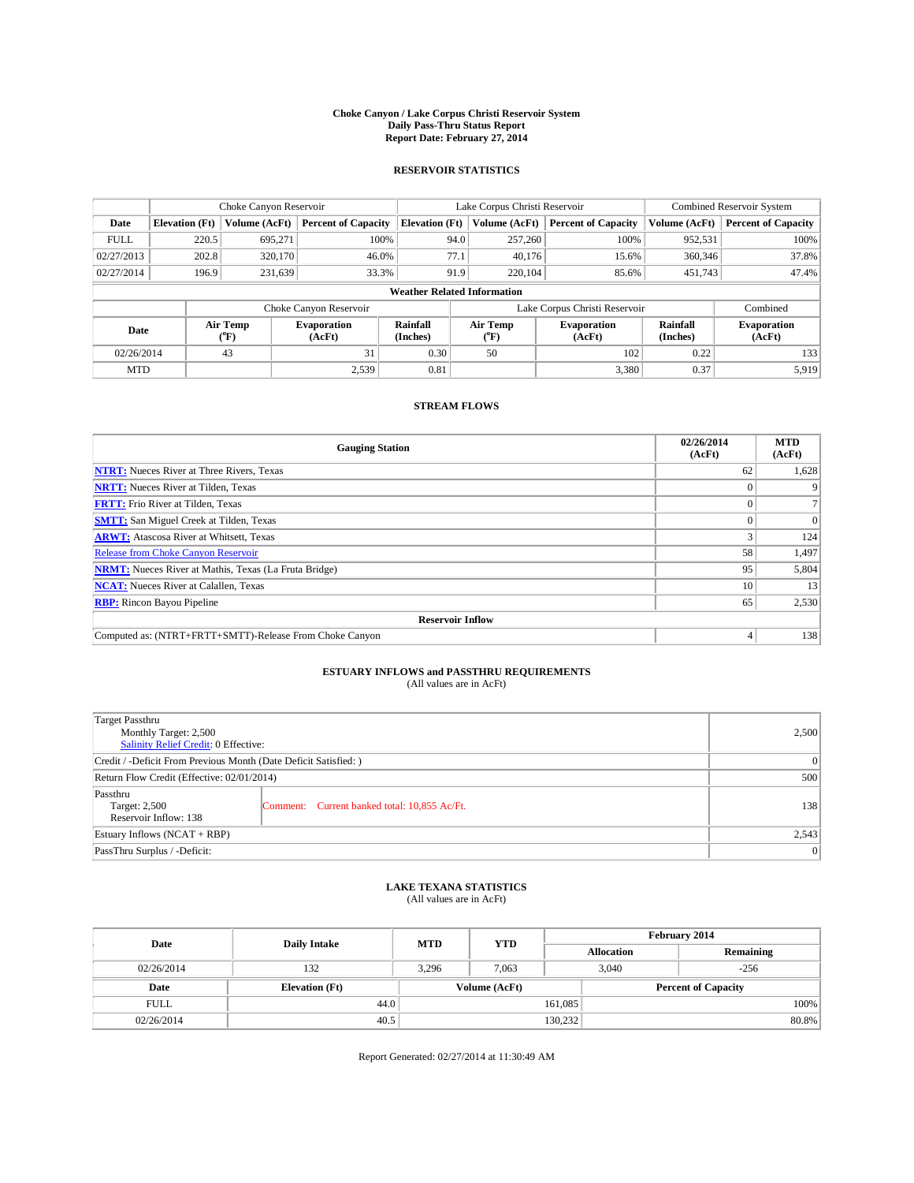**Choke Canyon / Lake Corpus Christi Reservoir System**
**Daily Pass-Thru Status Report**
**Report Date: February 27, 2014**

## RESERVOIR STATISTICS

| | Choke Canyon Reservoir | | | Lake Corpus Christi Reservoir | | | Combined Reservoir System | |
|---|---|---|---|---|---|---|---|---|
| Date | Elevation (Ft) | Volume (AcFt) | Percent of Capacity | Elevation (Ft) | Volume (AcFt) | Percent of Capacity | Volume (AcFt) | Percent of Capacity |
| FULL | 220.5 | 695,271 | 100% | 94.0 | 257,260 | 100% | 952,531 | 100% |
| 02/27/2013 | 202.8 | 320,170 | 46.0% | 77.1 | 40,176 | 15.6% | 360,346 | 37.8% |
| 02/27/2014 | 196.9 | 231,639 | 33.3% | 91.9 | 220,104 | 85.6% | 451,743 | 47.4% |

**Weather Related Information**

| Date | Choke Canyon Reservoir Air Temp (°F) | Choke Canyon Reservoir Evaporation (AcFt) | Choke Canyon Reservoir Rainfall (Inches) | Lake Corpus Christi Reservoir Air Temp (°F) | Lake Corpus Christi Reservoir Evaporation (AcFt) | Lake Corpus Christi Reservoir Rainfall (Inches) | Combined Evaporation (AcFt) |
|---|---|---|---|---|---|---|---|
| 02/26/2014 | 43 | 31 | 0.30 | 50 | 102 | 0.22 | 133 |
| MTD | | 2,539 | 0.81 | | 3,380 | 0.37 | 5,919 |

## STREAM FLOWS

| Gauging Station | 02/26/2014 (AcFt) | MTD (AcFt) |
|---|---|---|
| **NTRT:** Nueces River at Three Rivers, Texas | 62 | 1,628 |
| **NRTT:** Nueces River at Tilden, Texas | 0 | 9 |
| **FRTT:** Frio River at Tilden, Texas | 0 | 7 |
| **SMTT:** San Miguel Creek at Tilden, Texas | 0 | 0 |
| **ARWT:** Atascosa River at Whitsett, Texas | 3 | 124 |
| Release from Choke Canyon Reservoir | 58 | 1,497 |
| **NRMT:** Nueces River at Mathis, Texas (La Fruta Bridge) | 95 | 5,804 |
| **NCAT:** Nueces River at Calallen, Texas | 10 | 13 |
| **RBP:** Rincon Bayou Pipeline | 65 | 2,530 |
| **Reservoir Inflow** | | |
| Computed as: (NTRT+FRTT+SMTT)-Release From Choke Canyon | 4 | 138 |

## ESTUARY INFLOWS and PASSTHRU REQUIREMENTS
(All values are in AcFt)

| Item | Value |
|---|---|
| Target Passthru<br>Monthly Target: 2,500<br>Salinity Relief Credit: 0 Effective: | 2,500 |
| Credit / -Deficit From Previous Month (Date Deficit Satisfied: ) | 0 |
| Return Flow Credit (Effective: 02/01/2014) | 500 |
| Passthru<br>Target: 2,500<br>Reservoir Inflow: 138 — Comment: Current banked total: 10,855 Ac/Ft. | 138 |
| Estuary Inflows (NCAT + RBP) | 2,543 |
| PassThru Surplus / -Deficit: | 0 |

## LAKE TEXANA STATISTICS
(All values are in AcFt)

| Date | Daily Intake | MTD | YTD | February 2014 Allocation | February 2014 Remaining |
|---|---|---|---|---|---|
| 02/26/2014 | 132 | 3,296 | 7,063 | 3,040 | -256 |

| Date | Elevation (Ft) | Volume (AcFt) | Percent of Capacity |
|---|---|---|---|
| FULL | 44.0 | 161,085 | 100% |
| 02/26/2014 | 40.5 | 130,232 | 80.8% |

Report Generated: 02/27/2014 at 11:30:49 AM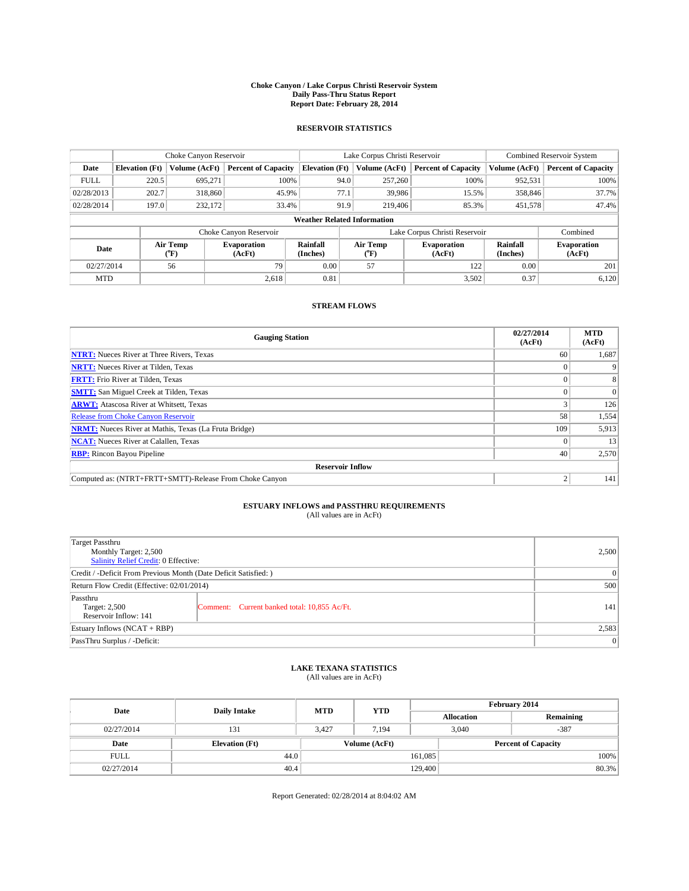**Choke Canyon / Lake Corpus Christi Reservoir System**
**Daily Pass-Thru Status Report**
**Report Date: February 28, 2014**

## RESERVOIR STATISTICS

| | Choke Canyon Reservoir | | | Lake Corpus Christi Reservoir | | | Combined Reservoir System | |
|---|---|---|---|---|---|---|---|---|
| **Date** | **Elevation (Ft)** | **Volume (AcFt)** | **Percent of Capacity** | **Elevation (Ft)** | **Volume (AcFt)** | **Percent of Capacity** | **Volume (AcFt)** | **Percent of Capacity** |
| FULL | 220.5 | 695,271 | 100% | 94.0 | 257,260 | 100% | 952,531 | 100% |
| 02/28/2013 | 202.7 | 318,860 | 45.9% | 77.1 | 39,986 | 15.5% | 358,846 | 37.7% |
| 02/28/2014 | 197.0 | 232,172 | 33.4% | 91.9 | 219,406 | 85.3% | 451,578 | 47.4% |

**Weather Related Information**

| | Choke Canyon Reservoir | | | Lake Corpus Christi Reservoir | | | Combined |
|---|---|---|---|---|---|---|---|
| **Date** | **Air Temp (°F)** | **Evaporation (AcFt)** | **Rainfall (Inches)** | **Air Temp (°F)** | **Evaporation (AcFt)** | **Rainfall (Inches)** | **Evaporation (AcFt)** |
| 02/27/2014 | 56 | 79 | 0.00 | 57 | 122 | 0.00 | 201 |
| MTD | | 2,618 | 0.81 | | 3,502 | 0.37 | 6,120 |

## STREAM FLOWS

| Gauging Station | 02/27/2014 (AcFt) | MTD (AcFt) |
|---|---|---|
| **NTRT:** Nueces River at Three Rivers, Texas | 60 | 1,687 |
| **NRTT:** Nueces River at Tilden, Texas | 0 | 9 |
| **FRTT:** Frio River at Tilden, Texas | 0 | 8 |
| **SMTT:** San Miguel Creek at Tilden, Texas | 0 | 0 |
| **ARWT:** Atascosa River at Whitsett, Texas | 3 | 126 |
| Release from Choke Canyon Reservoir | 58 | 1,554 |
| **NRMT:** Nueces River at Mathis, Texas (La Fruta Bridge) | 109 | 5,913 |
| **NCAT:** Nueces River at Calallen, Texas | 0 | 13 |
| **RBP:** Rincon Bayou Pipeline | 40 | 2,570 |
| **Reservoir Inflow** | | |
| Computed as: (NTRT+FRTT+SMTT)-Release From Choke Canyon | 2 | 141 |

## ESTUARY INFLOWS and PASSTHRU REQUIREMENTS

(All values are in AcFt)

| | | |
|---|---|---|
| Target Passthru<br>Monthly Target: 2,500<br>Salinity Relief Credit: 0 Effective: | | 2,500 |
| Credit / -Deficit From Previous Month (Date Deficit Satisfied: ) | | 0 |
| Return Flow Credit (Effective: 02/01/2014) | | 500 |
| Passthru<br>Target: 2,500<br>Reservoir Inflow: 141 | Comment: Current banked total: 10,855 Ac/Ft. | 141 |
| Estuary Inflows (NCAT + RBP) | | 2,583 |
| PassThru Surplus / -Deficit: | | 0 |

## LAKE TEXANA STATISTICS

(All values are in AcFt)

| Date | Daily Intake | MTD | YTD | February 2014 | |
|---|---|---|---|---|---|
| | | | | **Allocation** | **Remaining** |
| 02/27/2014 | 131 | 3,427 | 7,194 | 3,040 | -387 |

| Date | Elevation (Ft) | Volume (AcFt) | Percent of Capacity |
|---|---|---|---|
| FULL | 44.0 | 161,085 | 100% |
| 02/27/2014 | 40.4 | 129,400 | 80.3% |

Report Generated: 02/28/2014 at 8:04:02 AM